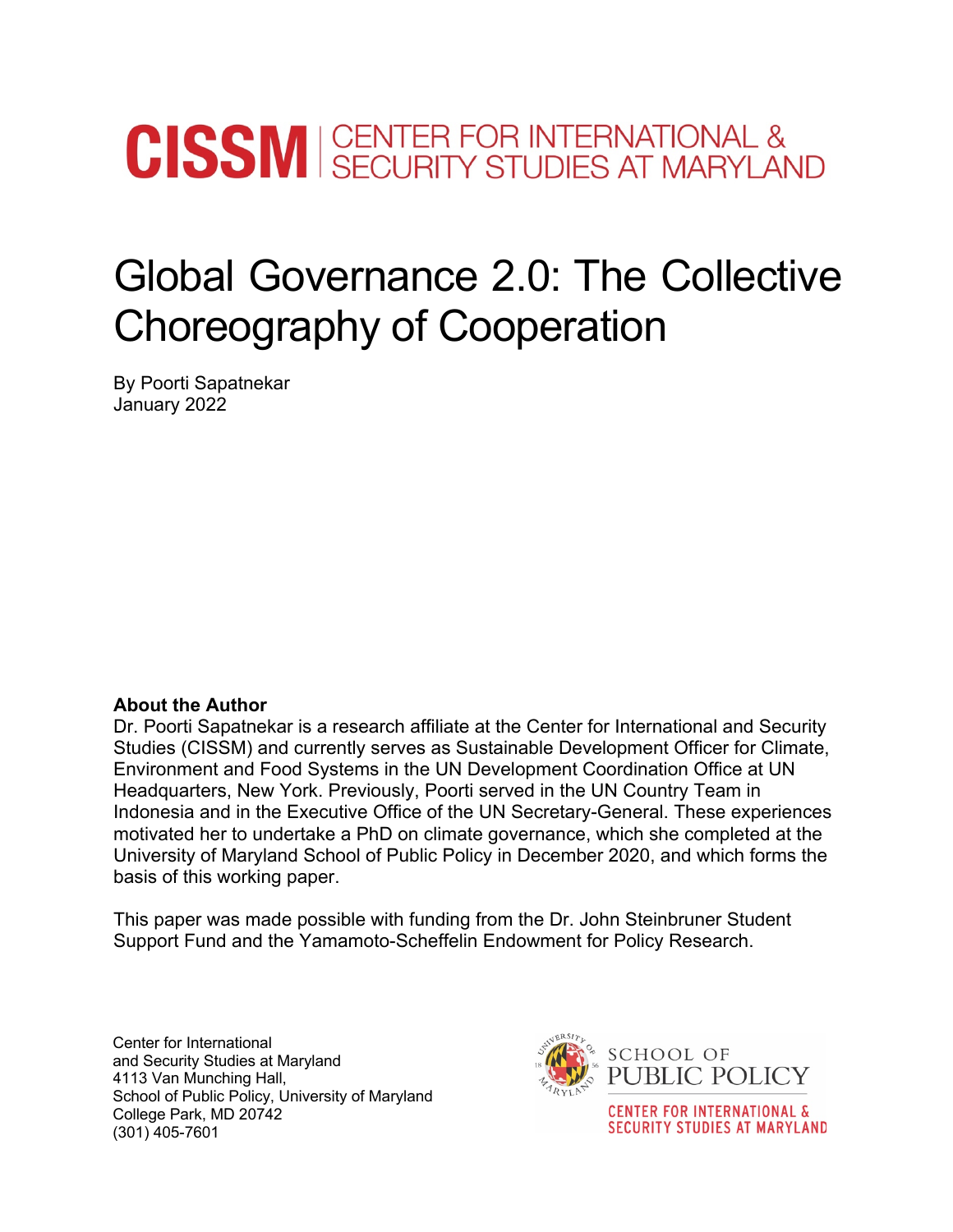CISSM | CENTER FOR INTERNATIONAL & SECURITY STUDIES AT MARYLAND

# Global Governance 2.0: The Collective Choreography of Cooperation

By Poorti Sapatnekar
January 2022

**About the Author**
Dr. Poorti Sapatnekar is a research affiliate at the Center for International and Security Studies (CISSM) and currently serves as Sustainable Development Officer for Climate, Environment and Food Systems in the UN Development Coordination Office at UN Headquarters, New York. Previously, Poorti served in the UN Country Team in Indonesia and in the Executive Office of the UN Secretary-General. These experiences motivated her to undertake a PhD on climate governance, which she completed at the University of Maryland School of Public Policy in December 2020, and which forms the basis of this working paper.

This paper was made possible with funding from the Dr. John Steinbruner Student Support Fund and the Yamamoto-Scheffelin Endowment for Policy Research.

Center for International
and Security Studies at Maryland
4113 Van Munching Hall,
School of Public Policy, University of Maryland
College Park, MD 20742
(301) 405-7601

SCHOOL OF PUBLIC POLICY
CENTER FOR INTERNATIONAL & SECURITY STUDIES AT MARYLAND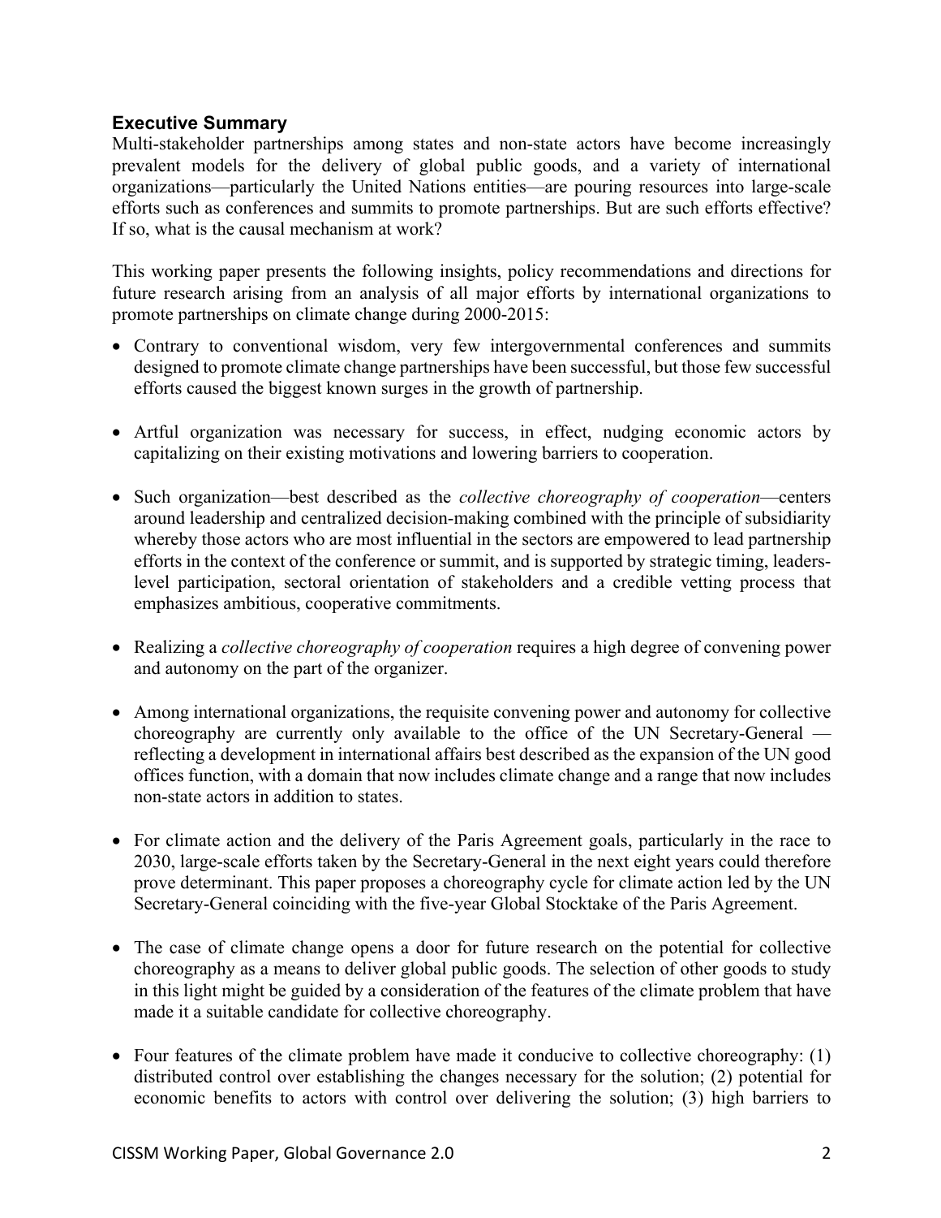## Executive Summary

Multi-stakeholder partnerships among states and non-state actors have become increasingly prevalent models for the delivery of global public goods, and a variety of international organizations—particularly the United Nations entities—are pouring resources into large-scale efforts such as conferences and summits to promote partnerships. But are such efforts effective? If so, what is the causal mechanism at work?

This working paper presents the following insights, policy recommendations and directions for future research arising from an analysis of all major efforts by international organizations to promote partnerships on climate change during 2000-2015:

- Contrary to conventional wisdom, very few intergovernmental conferences and summits designed to promote climate change partnerships have been successful, but those few successful efforts caused the biggest known surges in the growth of partnership.
- Artful organization was necessary for success, in effect, nudging economic actors by capitalizing on their existing motivations and lowering barriers to cooperation.
- Such organization—best described as the *collective choreography of cooperation*—centers around leadership and centralized decision-making combined with the principle of subsidiarity whereby those actors who are most influential in the sectors are empowered to lead partnership efforts in the context of the conference or summit, and is supported by strategic timing, leaders-level participation, sectoral orientation of stakeholders and a credible vetting process that emphasizes ambitious, cooperative commitments.
- Realizing a *collective choreography of cooperation* requires a high degree of convening power and autonomy on the part of the organizer.
- Among international organizations, the requisite convening power and autonomy for collective choreography are currently only available to the office of the UN Secretary-General — reflecting a development in international affairs best described as the expansion of the UN good offices function, with a domain that now includes climate change and a range that now includes non-state actors in addition to states.
- For climate action and the delivery of the Paris Agreement goals, particularly in the race to 2030, large-scale efforts taken by the Secretary-General in the next eight years could therefore prove determinant. This paper proposes a choreography cycle for climate action led by the UN Secretary-General coinciding with the five-year Global Stocktake of the Paris Agreement.
- The case of climate change opens a door for future research on the potential for collective choreography as a means to deliver global public goods. The selection of other goods to study in this light might be guided by a consideration of the features of the climate problem that have made it a suitable candidate for collective choreography.
- Four features of the climate problem have made it conducive to collective choreography: (1) distributed control over establishing the changes necessary for the solution; (2) potential for economic benefits to actors with control over delivering the solution; (3) high barriers to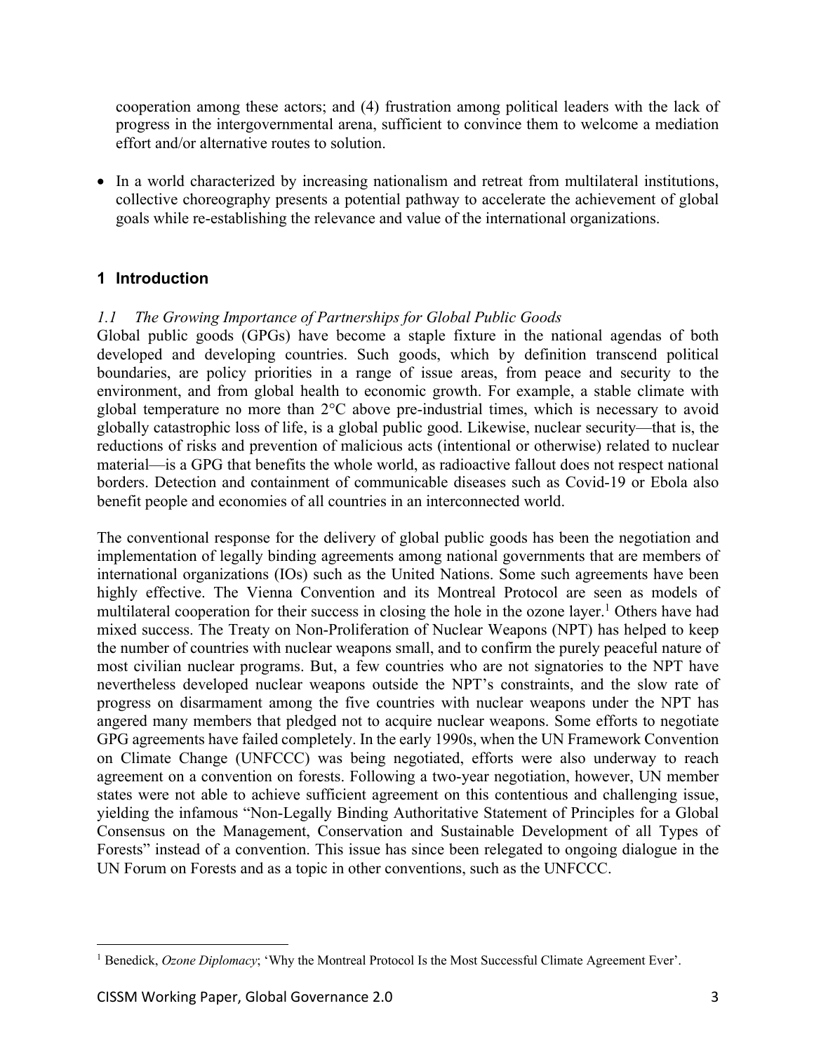cooperation among these actors; and (4) frustration among political leaders with the lack of progress in the intergovernmental arena, sufficient to convince them to welcome a mediation effort and/or alternative routes to solution.

- In a world characterized by increasing nationalism and retreat from multilateral institutions, collective choreography presents a potential pathway to accelerate the achievement of global goals while re-establishing the relevance and value of the international organizations.

## 1 Introduction

### *1.1 The Growing Importance of Partnerships for Global Public Goods*

Global public goods (GPGs) have become a staple fixture in the national agendas of both developed and developing countries. Such goods, which by definition transcend political boundaries, are policy priorities in a range of issue areas, from peace and security to the environment, and from global health to economic growth. For example, a stable climate with global temperature no more than 2°C above pre-industrial times, which is necessary to avoid globally catastrophic loss of life, is a global public good. Likewise, nuclear security—that is, the reductions of risks and prevention of malicious acts (intentional or otherwise) related to nuclear material—is a GPG that benefits the whole world, as radioactive fallout does not respect national borders. Detection and containment of communicable diseases such as Covid-19 or Ebola also benefit people and economies of all countries in an interconnected world.

The conventional response for the delivery of global public goods has been the negotiation and implementation of legally binding agreements among national governments that are members of international organizations (IOs) such as the United Nations. Some such agreements have been highly effective. The Vienna Convention and its Montreal Protocol are seen as models of multilateral cooperation for their success in closing the hole in the ozone layer.[1] Others have had mixed success. The Treaty on Non-Proliferation of Nuclear Weapons (NPT) has helped to keep the number of countries with nuclear weapons small, and to confirm the purely peaceful nature of most civilian nuclear programs. But, a few countries who are not signatories to the NPT have nevertheless developed nuclear weapons outside the NPT's constraints, and the slow rate of progress on disarmament among the five countries with nuclear weapons under the NPT has angered many members that pledged not to acquire nuclear weapons. Some efforts to negotiate GPG agreements have failed completely. In the early 1990s, when the UN Framework Convention on Climate Change (UNFCCC) was being negotiated, efforts were also underway to reach agreement on a convention on forests. Following a two-year negotiation, however, UN member states were not able to achieve sufficient agreement on this contentious and challenging issue, yielding the infamous "Non-Legally Binding Authoritative Statement of Principles for a Global Consensus on the Management, Conservation and Sustainable Development of all Types of Forests" instead of a convention. This issue has since been relegated to ongoing dialogue in the UN Forum on Forests and as a topic in other conventions, such as the UNFCCC.

---

[1] Benedick, *Ozone Diplomacy*; 'Why the Montreal Protocol Is the Most Successful Climate Agreement Ever'.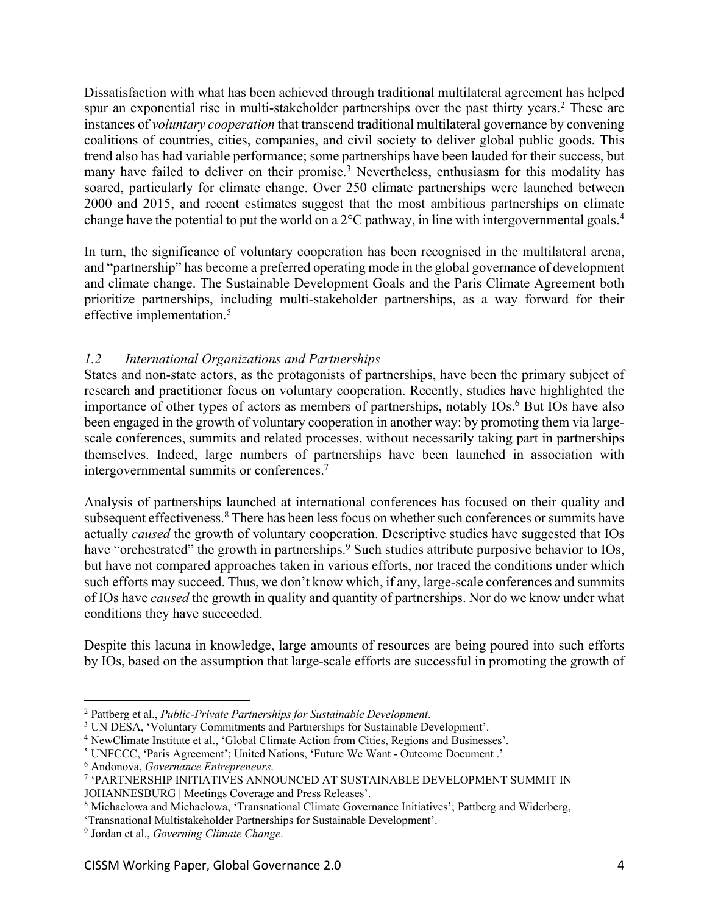Dissatisfaction with what has been achieved through traditional multilateral agreement has helped spur an exponential rise in multi-stakeholder partnerships over the past thirty years.[2] These are instances of *voluntary cooperation* that transcend traditional multilateral governance by convening coalitions of countries, cities, companies, and civil society to deliver global public goods. This trend also has had variable performance; some partnerships have been lauded for their success, but many have failed to deliver on their promise.[3] Nevertheless, enthusiasm for this modality has soared, particularly for climate change. Over 250 climate partnerships were launched between 2000 and 2015, and recent estimates suggest that the most ambitious partnerships on climate change have the potential to put the world on a 2°C pathway, in line with intergovernmental goals.[4]

In turn, the significance of voluntary cooperation has been recognised in the multilateral arena, and "partnership" has become a preferred operating mode in the global governance of development and climate change. The Sustainable Development Goals and the Paris Climate Agreement both prioritize partnerships, including multi-stakeholder partnerships, as a way forward for their effective implementation.[5]

### *1.2 International Organizations and Partnerships*

States and non-state actors, as the protagonists of partnerships, have been the primary subject of research and practitioner focus on voluntary cooperation. Recently, studies have highlighted the importance of other types of actors as members of partnerships, notably IOs.[6] But IOs have also been engaged in the growth of voluntary cooperation in another way: by promoting them via large-scale conferences, summits and related processes, without necessarily taking part in partnerships themselves. Indeed, large numbers of partnerships have been launched in association with intergovernmental summits or conferences.[7]

Analysis of partnerships launched at international conferences has focused on their quality and subsequent effectiveness.[8] There has been less focus on whether such conferences or summits have actually *caused* the growth of voluntary cooperation. Descriptive studies have suggested that IOs have "orchestrated" the growth in partnerships.[9] Such studies attribute purposive behavior to IOs, but have not compared approaches taken in various efforts, nor traced the conditions under which such efforts may succeed. Thus, we don't know which, if any, large-scale conferences and summits of IOs have *caused* the growth in quality and quantity of partnerships. Nor do we know under what conditions they have succeeded.

Despite this lacuna in knowledge, large amounts of resources are being poured into such efforts by IOs, based on the assumption that large-scale efforts are successful in promoting the growth of

---

[2] Pattberg et al., *Public-Private Partnerships for Sustainable Development*.

[3] UN DESA, 'Voluntary Commitments and Partnerships for Sustainable Development'.

[4] NewClimate Institute et al., 'Global Climate Action from Cities, Regions and Businesses'.

[5] UNFCCC, 'Paris Agreement'; United Nations, 'Future We Want - Outcome Document .'

[6] Andonova, *Governance Entrepreneurs*.

[7] 'PARTNERSHIP INITIATIVES ANNOUNCED AT SUSTAINABLE DEVELOPMENT SUMMIT IN JOHANNESBURG | Meetings Coverage and Press Releases'.

[8] Michaelowa and Michaelowa, 'Transnational Climate Governance Initiatives'; Pattberg and Widerberg, 'Transnational Multistakeholder Partnerships for Sustainable Development'.

[9] Jordan et al., *Governing Climate Change*.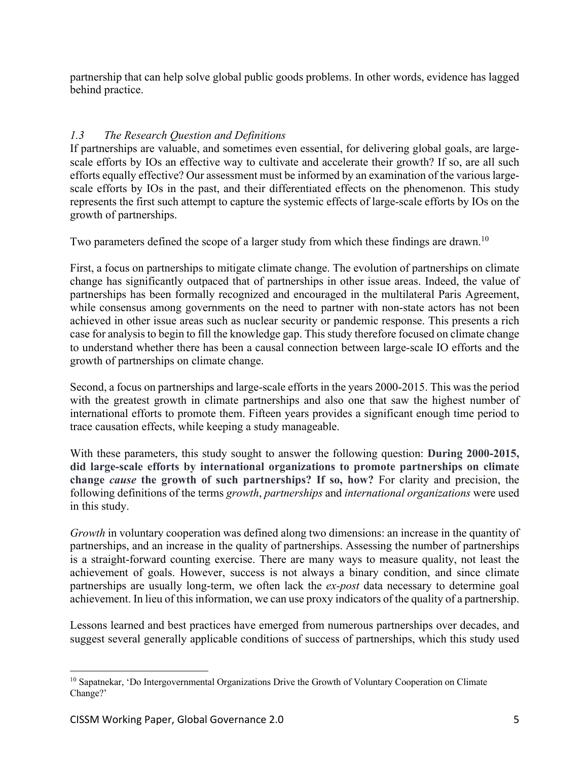partnership that can help solve global public goods problems. In other words, evidence has lagged behind practice.

### *1.3 The Research Question and Definitions*

If partnerships are valuable, and sometimes even essential, for delivering global goals, are large-scale efforts by IOs an effective way to cultivate and accelerate their growth? If so, are all such efforts equally effective? Our assessment must be informed by an examination of the various large-scale efforts by IOs in the past, and their differentiated effects on the phenomenon. This study represents the first such attempt to capture the systemic effects of large-scale efforts by IOs on the growth of partnerships.

Two parameters defined the scope of a larger study from which these findings are drawn.[10]

First, a focus on partnerships to mitigate climate change. The evolution of partnerships on climate change has significantly outpaced that of partnerships in other issue areas. Indeed, the value of partnerships has been formally recognized and encouraged in the multilateral Paris Agreement, while consensus among governments on the need to partner with non-state actors has not been achieved in other issue areas such as nuclear security or pandemic response. This presents a rich case for analysis to begin to fill the knowledge gap. This study therefore focused on climate change to understand whether there has been a causal connection between large-scale IO efforts and the growth of partnerships on climate change.

Second, a focus on partnerships and large-scale efforts in the years 2000-2015. This was the period with the greatest growth in climate partnerships and also one that saw the highest number of international efforts to promote them. Fifteen years provides a significant enough time period to trace causation effects, while keeping a study manageable.

With these parameters, this study sought to answer the following question: **During 2000-2015, did large-scale efforts by international organizations to promote partnerships on climate change *cause* the growth of such partnerships? If so, how?** For clarity and precision, the following definitions of the terms *growth*, *partnerships* and *international organizations* were used in this study.

*Growth* in voluntary cooperation was defined along two dimensions: an increase in the quantity of partnerships, and an increase in the quality of partnerships. Assessing the number of partnerships is a straight-forward counting exercise. There are many ways to measure quality, not least the achievement of goals. However, success is not always a binary condition, and since climate partnerships are usually long-term, we often lack the *ex-post* data necessary to determine goal achievement. In lieu of this information, we can use proxy indicators of the quality of a partnership.

Lessons learned and best practices have emerged from numerous partnerships over decades, and suggest several generally applicable conditions of success of partnerships, which this study used

---

[10] Sapatnekar, 'Do Intergovernmental Organizations Drive the Growth of Voluntary Cooperation on Climate Change?'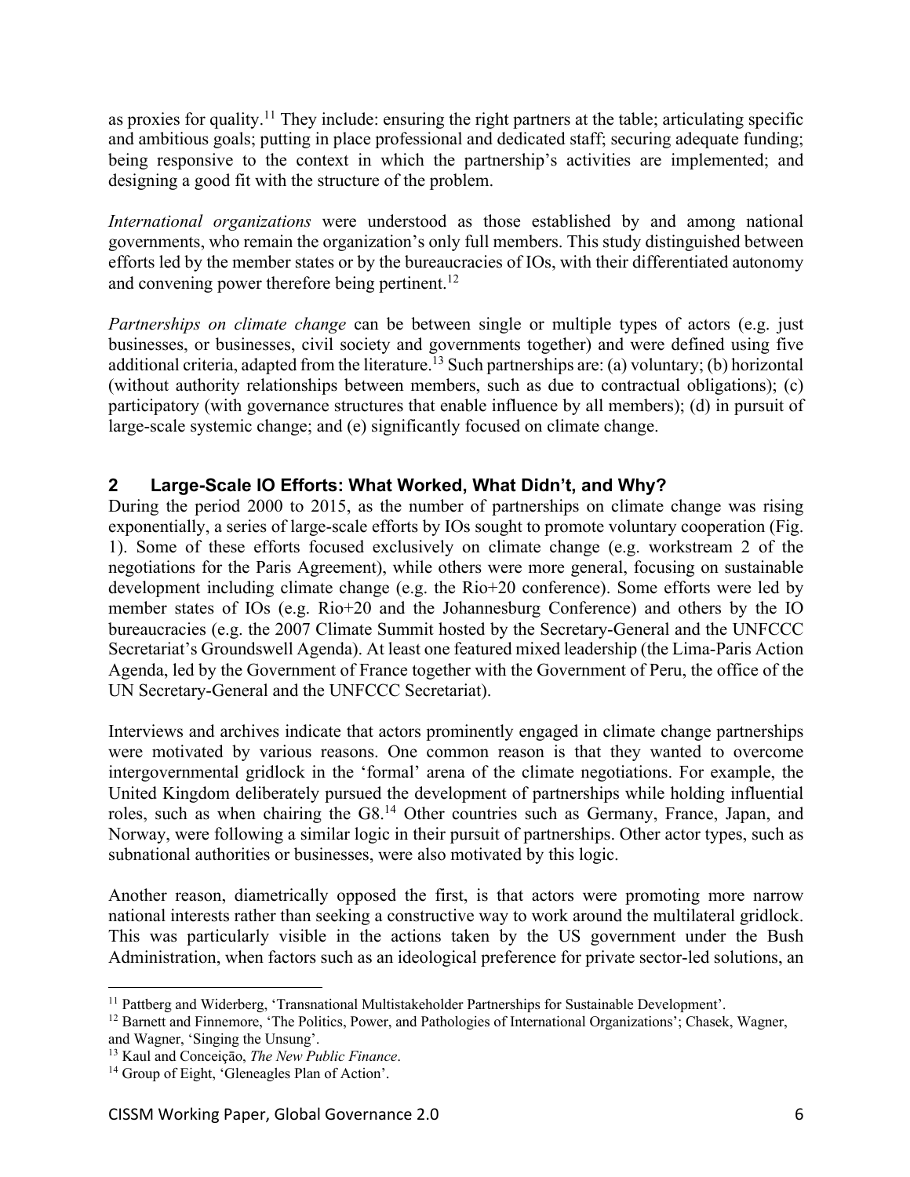as proxies for quality.[11] They include: ensuring the right partners at the table; articulating specific and ambitious goals; putting in place professional and dedicated staff; securing adequate funding; being responsive to the context in which the partnership's activities are implemented; and designing a good fit with the structure of the problem.

*International organizations* were understood as those established by and among national governments, who remain the organization's only full members. This study distinguished between efforts led by the member states or by the bureaucracies of IOs, with their differentiated autonomy and convening power therefore being pertinent.[12]

*Partnerships on climate change* can be between single or multiple types of actors (e.g. just businesses, or businesses, civil society and governments together) and were defined using five additional criteria, adapted from the literature.[13] Such partnerships are: (a) voluntary; (b) horizontal (without authority relationships between members, such as due to contractual obligations); (c) participatory (with governance structures that enable influence by all members); (d) in pursuit of large-scale systemic change; and (e) significantly focused on climate change.

## 2 Large-Scale IO Efforts: What Worked, What Didn't, and Why?

During the period 2000 to 2015, as the number of partnerships on climate change was rising exponentially, a series of large-scale efforts by IOs sought to promote voluntary cooperation (Fig. 1). Some of these efforts focused exclusively on climate change (e.g. workstream 2 of the negotiations for the Paris Agreement), while others were more general, focusing on sustainable development including climate change (e.g. the Rio+20 conference). Some efforts were led by member states of IOs (e.g. Rio+20 and the Johannesburg Conference) and others by the IO bureaucracies (e.g. the 2007 Climate Summit hosted by the Secretary-General and the UNFCCC Secretariat's Groundswell Agenda). At least one featured mixed leadership (the Lima-Paris Action Agenda, led by the Government of France together with the Government of Peru, the office of the UN Secretary-General and the UNFCCC Secretariat).

Interviews and archives indicate that actors prominently engaged in climate change partnerships were motivated by various reasons. One common reason is that they wanted to overcome intergovernmental gridlock in the 'formal' arena of the climate negotiations. For example, the United Kingdom deliberately pursued the development of partnerships while holding influential roles, such as when chairing the G8.[14] Other countries such as Germany, France, Japan, and Norway, were following a similar logic in their pursuit of partnerships. Other actor types, such as subnational authorities or businesses, were also motivated by this logic.

Another reason, diametrically opposed the first, is that actors were promoting more narrow national interests rather than seeking a constructive way to work around the multilateral gridlock. This was particularly visible in the actions taken by the US government under the Bush Administration, when factors such as an ideological preference for private sector-led solutions, an

---

[11] Pattberg and Widerberg, 'Transnational Multistakeholder Partnerships for Sustainable Development'.

[12] Barnett and Finnemore, 'The Politics, Power, and Pathologies of International Organizations'; Chasek, Wagner, and Wagner, 'Singing the Unsung'.

[13] Kaul and Conceição, *The New Public Finance*.

[14] Group of Eight, 'Gleneagles Plan of Action'.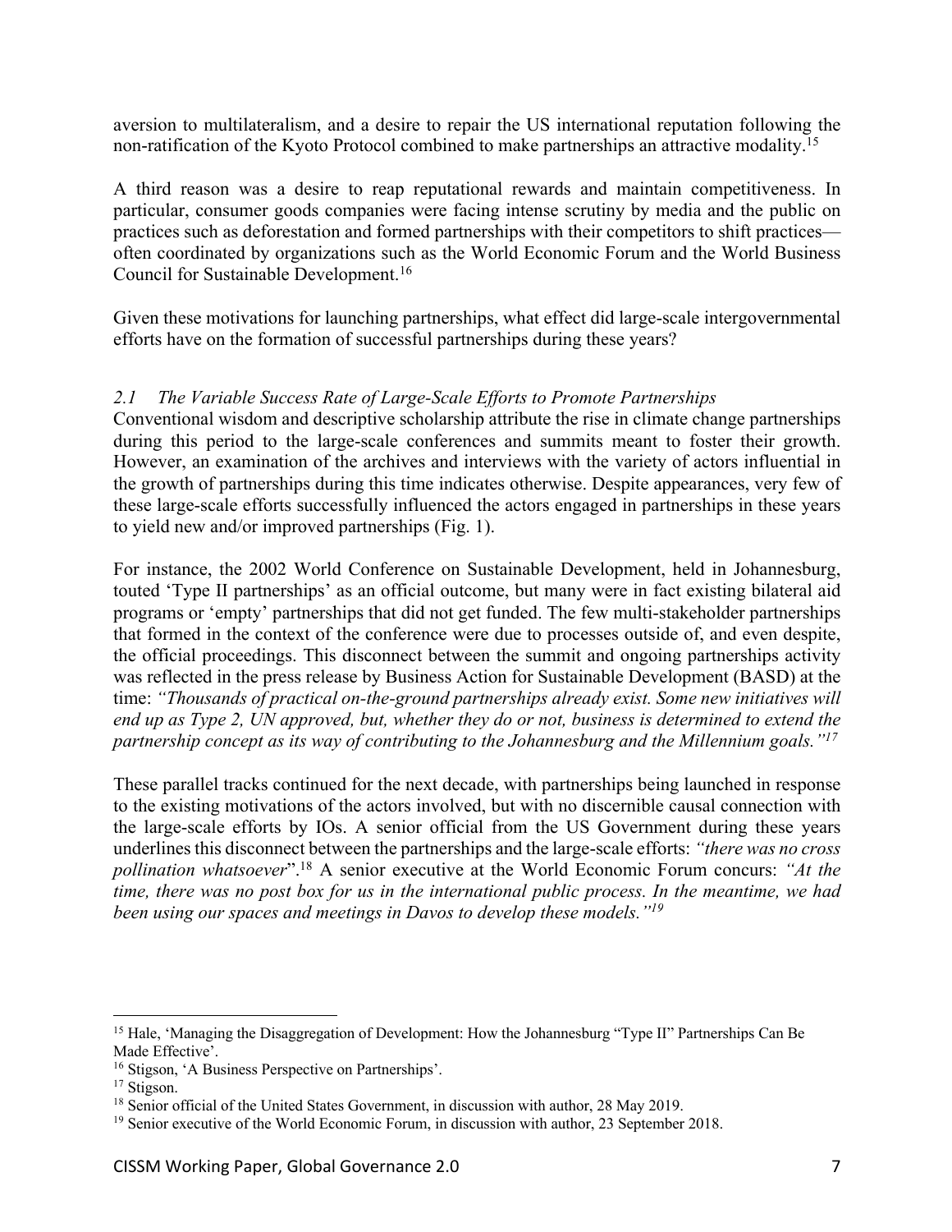aversion to multilateralism, and a desire to repair the US international reputation following the non-ratification of the Kyoto Protocol combined to make partnerships an attractive modality.[15]

A third reason was a desire to reap reputational rewards and maintain competitiveness. In particular, consumer goods companies were facing intense scrutiny by media and the public on practices such as deforestation and formed partnerships with their competitors to shift practices—often coordinated by organizations such as the World Economic Forum and the World Business Council for Sustainable Development.[16]

Given these motivations for launching partnerships, what effect did large-scale intergovernmental efforts have on the formation of successful partnerships during these years?

### *2.1 The Variable Success Rate of Large-Scale Efforts to Promote Partnerships*

Conventional wisdom and descriptive scholarship attribute the rise in climate change partnerships during this period to the large-scale conferences and summits meant to foster their growth. However, an examination of the archives and interviews with the variety of actors influential in the growth of partnerships during this time indicates otherwise. Despite appearances, very few of these large-scale efforts successfully influenced the actors engaged in partnerships in these years to yield new and/or improved partnerships (Fig. 1).

For instance, the 2002 World Conference on Sustainable Development, held in Johannesburg, touted 'Type II partnerships' as an official outcome, but many were in fact existing bilateral aid programs or 'empty' partnerships that did not get funded. The few multi-stakeholder partnerships that formed in the context of the conference were due to processes outside of, and even despite, the official proceedings. This disconnect between the summit and ongoing partnerships activity was reflected in the press release by Business Action for Sustainable Development (BASD) at the time: *"Thousands of practical on-the-ground partnerships already exist. Some new initiatives will end up as Type 2, UN approved, but, whether they do or not, business is determined to extend the partnership concept as its way of contributing to the Johannesburg and the Millennium goals."*[17]

These parallel tracks continued for the next decade, with partnerships being launched in response to the existing motivations of the actors involved, but with no discernible causal connection with the large-scale efforts by IOs. A senior official from the US Government during these years underlines this disconnect between the partnerships and the large-scale efforts: *"there was no cross pollination whatsoever"*.[18] A senior executive at the World Economic Forum concurs: *"At the time, there was no post box for us in the international public process. In the meantime, we had been using our spaces and meetings in Davos to develop these models."*[19]

---

[15] Hale, 'Managing the Disaggregation of Development: How the Johannesburg "Type II" Partnerships Can Be Made Effective'.

[16] Stigson, 'A Business Perspective on Partnerships'.

[17] Stigson.

[18] Senior official of the United States Government, in discussion with author, 28 May 2019.

[19] Senior executive of the World Economic Forum, in discussion with author, 23 September 2018.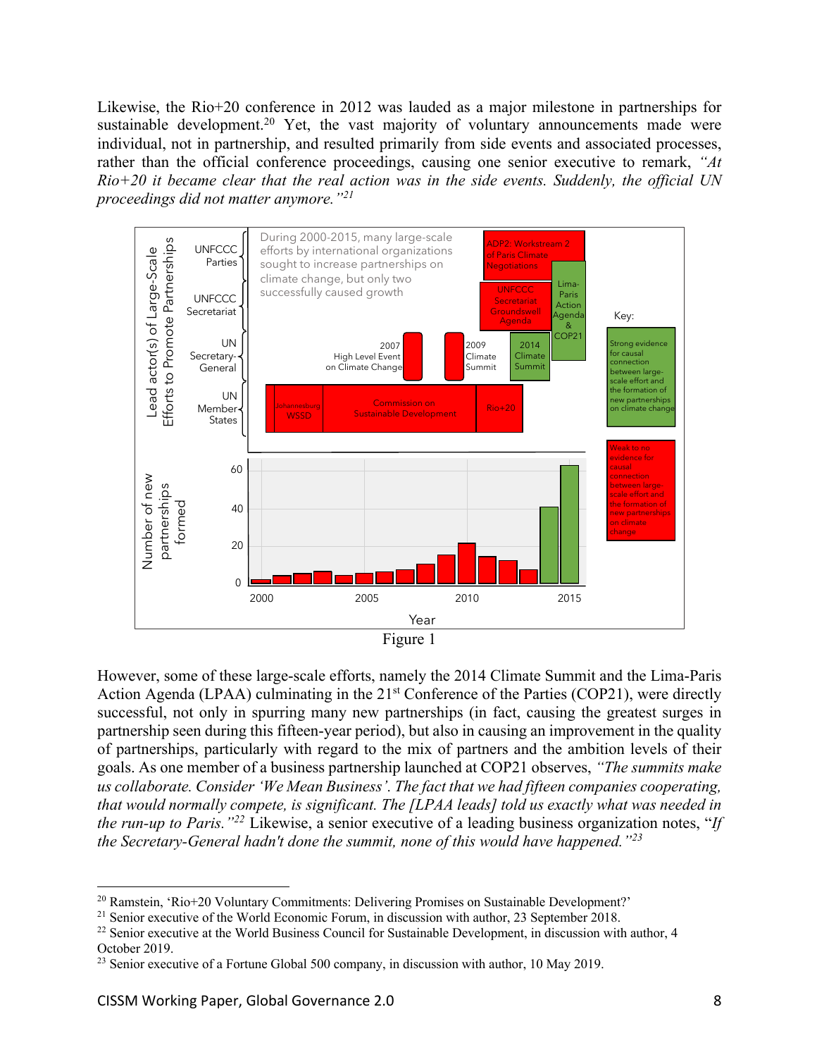Likewise, the Rio+20 conference in 2012 was lauded as a major milestone in partnerships for sustainable development.[20] Yet, the vast majority of voluntary announcements made were individual, not in partnership, and resulted primarily from side events and associated processes, rather than the official conference proceedings, causing one senior executive to remark, *"At Rio+20 it became clear that the real action was in the side events. Suddenly, the official UN proceedings did not matter anymore."*[21]

Figure 1

However, some of these large-scale efforts, namely the 2014 Climate Summit and the Lima-Paris Action Agenda (LPAA) culminating in the 21st Conference of the Parties (COP21), were directly successful, not only in spurring many new partnerships (in fact, causing the greatest surges in partnership seen during this fifteen-year period), but also in causing an improvement in the quality of partnerships, particularly with regard to the mix of partners and the ambition levels of their goals. As one member of a business partnership launched at COP21 observes, *"The summits make us collaborate. Consider 'We Mean Business'. The fact that we had fifteen companies cooperating, that would normally compete, is significant. The [LPAA leads] told us exactly what was needed in the run-up to Paris."*[22] Likewise, a senior executive of a leading business organization notes, "*If the Secretary-General hadn't done the summit, none of this would have happened."*[23]

---

[20] Ramstein, 'Rio+20 Voluntary Commitments: Delivering Promises on Sustainable Development?'

[21] Senior executive of the World Economic Forum, in discussion with author, 23 September 2018.

[22] Senior executive at the World Business Council for Sustainable Development, in discussion with author, 4 October 2019.

[23] Senior executive of a Fortune Global 500 company, in discussion with author, 10 May 2019.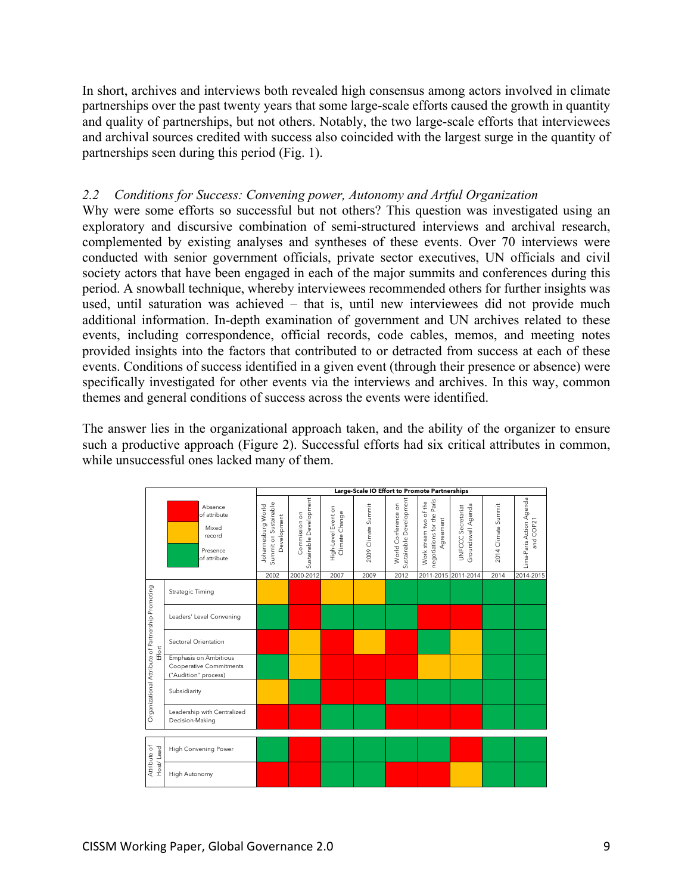In short, archives and interviews both revealed high consensus among actors involved in climate partnerships over the past twenty years that some large-scale efforts caused the growth in quantity and quality of partnerships, but not others. Notably, the two large-scale efforts that interviewees and archival sources credited with success also coincided with the largest surge in the quantity of partnerships seen during this period (Fig. 1).

### *2.2 Conditions for Success: Convening power, Autonomy and Artful Organization*

Why were some efforts so successful but not others? This question was investigated using an exploratory and discursive combination of semi-structured interviews and archival research, complemented by existing analyses and syntheses of these events. Over 70 interviews were conducted with senior government officials, private sector executives, UN officials and civil society actors that have been engaged in each of the major summits and conferences during this period. A snowball technique, whereby interviewees recommended others for further insights was used, until saturation was achieved – that is, until new interviewees did not provide much additional information. In-depth examination of government and UN archives related to these events, including correspondence, official records, code cables, memos, and meeting notes provided insights into the factors that contributed to or detracted from success at each of these events. Conditions of success identified in a given event (through their presence or absence) were specifically investigated for other events via the interviews and archives. In this way, common themes and general conditions of success across the events were identified.

The answer lies in the organizational approach taken, and the ability of the organizer to ensure such a productive approach (Figure 2). Successful efforts had six critical attributes in common, while unsuccessful ones lacked many of them.

Legend: Red = Absence of attribute; Yellow = Mixed record; Green = Presence of attribute

| | | Large-Scale IO Effort to Promote Partnerships | | | | | | | | |
|---|---|---|---|---|---|---|---|---|---|---|
| | | Johannesburg World Summit on Sustainable Development | Commission on Sustainable Development | High-Level Event on Climate Change | 2009 Climate Summit | World Conference on Sustainable Development | Work stream two of the negotiations for the Paris Agreement | UNFCCC Secretariat Groundswell Agenda | 2014 Climate Summit | Lima-Paris Action Agenda and COP21 |
| | | 2002 | 2000-2012 | 2007 | 2009 | 2012 | 2011-2015 | 2011-2014 | 2014 | 2014-2015 |
| Organizational Attribute of Partnership-Promoting Effort | Strategic Timing | Mixed | Absence | Mixed | Mixed | Presence | Presence | Presence | Presence | Presence |
| | Leaders' Level Convening | Presence | Absence | Presence | Presence | Presence | Absence | Absence | Presence | Presence |
| | Sectoral Orientation | Absence | Mixed | Absence | Mixed | Absence | Presence | Mixed | Presence | Presence |
| | Emphasis on Ambitious Cooperative Commitments ("Audition" process) | Presence | Mixed | Absence | Absence | Absence | Mixed | Presence | Presence | Presence |
| | Subsidiarity | Mixed | Presence | Absence | Absence | Presence | Presence | Presence | Presence | Presence |
| | Leadership with Centralized Decision-Making | Absence | Absence | Presence | Presence | Absence | Absence | Absence | Presence | Presence |
| Attribute of Host/ Lead | High Convening Power | Presence | Absence | Presence | Presence | Presence | Presence | Absence | Presence | Presence |
| | High Autonomy | Absence | Absence | Presence | Presence | Absence | Absence | Mixed | Presence | Presence |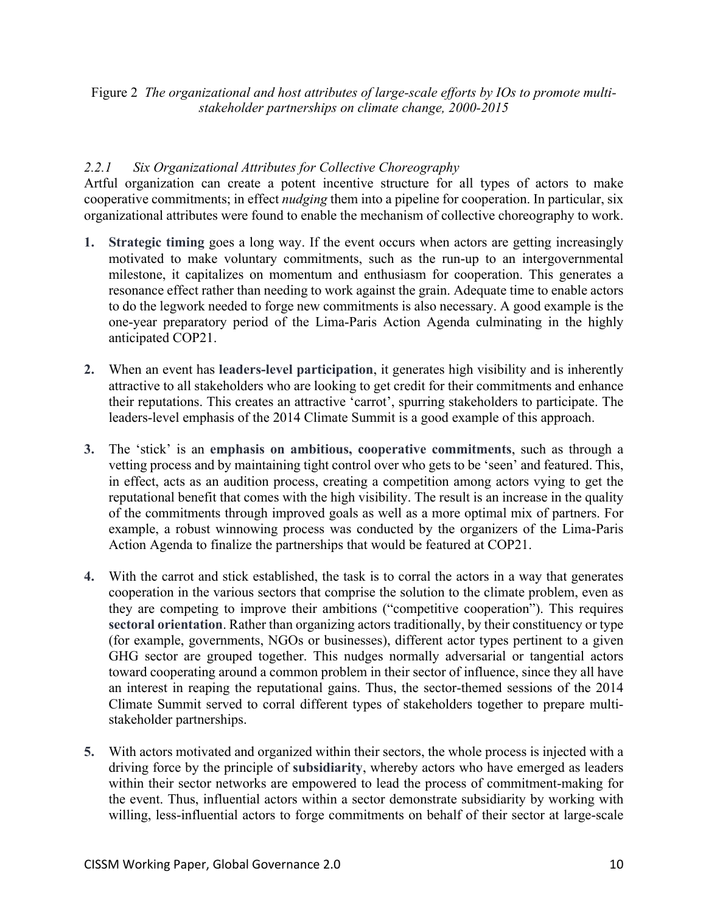Figure 2 *The organizational and host attributes of large-scale efforts by IOs to promote multi-stakeholder partnerships on climate change, 2000-2015*

### *2.2.1 Six Organizational Attributes for Collective Choreography*

Artful organization can create a potent incentive structure for all types of actors to make cooperative commitments; in effect *nudging* them into a pipeline for cooperation. In particular, six organizational attributes were found to enable the mechanism of collective choreography to work.

1. **Strategic timing** goes a long way. If the event occurs when actors are getting increasingly motivated to make voluntary commitments, such as the run-up to an intergovernmental milestone, it capitalizes on momentum and enthusiasm for cooperation. This generates a resonance effect rather than needing to work against the grain. Adequate time to enable actors to do the legwork needed to forge new commitments is also necessary. A good example is the one-year preparatory period of the Lima-Paris Action Agenda culminating in the highly anticipated COP21.

2. When an event has **leaders-level participation**, it generates high visibility and is inherently attractive to all stakeholders who are looking to get credit for their commitments and enhance their reputations. This creates an attractive 'carrot', spurring stakeholders to participate. The leaders-level emphasis of the 2014 Climate Summit is a good example of this approach.

3. The 'stick' is an **emphasis on ambitious, cooperative commitments**, such as through a vetting process and by maintaining tight control over who gets to be 'seen' and featured. This, in effect, acts as an audition process, creating a competition among actors vying to get the reputational benefit that comes with the high visibility. The result is an increase in the quality of the commitments through improved goals as well as a more optimal mix of partners. For example, a robust winnowing process was conducted by the organizers of the Lima-Paris Action Agenda to finalize the partnerships that would be featured at COP21.

4. With the carrot and stick established, the task is to corral the actors in a way that generates cooperation in the various sectors that comprise the solution to the climate problem, even as they are competing to improve their ambitions ("competitive cooperation"). This requires **sectoral orientation**. Rather than organizing actors traditionally, by their constituency or type (for example, governments, NGOs or businesses), different actor types pertinent to a given GHG sector are grouped together. This nudges normally adversarial or tangential actors toward cooperating around a common problem in their sector of influence, since they all have an interest in reaping the reputational gains. Thus, the sector-themed sessions of the 2014 Climate Summit served to corral different types of stakeholders together to prepare multi-stakeholder partnerships.

5. With actors motivated and organized within their sectors, the whole process is injected with a driving force by the principle of **subsidiarity**, whereby actors who have emerged as leaders within their sector networks are empowered to lead the process of commitment-making for the event. Thus, influential actors within a sector demonstrate subsidiarity by working with willing, less-influential actors to forge commitments on behalf of their sector at large-scale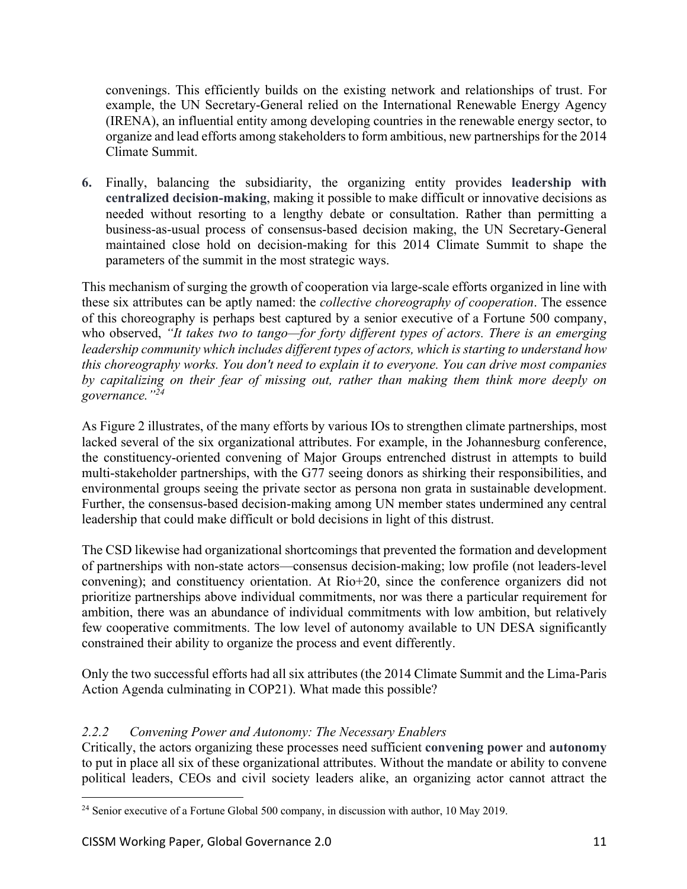convenings. This efficiently builds on the existing network and relationships of trust. For example, the UN Secretary-General relied on the International Renewable Energy Agency (IRENA), an influential entity among developing countries in the renewable energy sector, to organize and lead efforts among stakeholders to form ambitious, new partnerships for the 2014 Climate Summit.

6. Finally, balancing the subsidiarity, the organizing entity provides **leadership with centralized decision-making**, making it possible to make difficult or innovative decisions as needed without resorting to a lengthy debate or consultation. Rather than permitting a business-as-usual process of consensus-based decision making, the UN Secretary-General maintained close hold on decision-making for this 2014 Climate Summit to shape the parameters of the summit in the most strategic ways.

This mechanism of surging the growth of cooperation via large-scale efforts organized in line with these six attributes can be aptly named: the *collective choreography of cooperation*. The essence of this choreography is perhaps best captured by a senior executive of a Fortune 500 company, who observed, *"It takes two to tango—for forty different types of actors. There is an emerging leadership community which includes different types of actors, which is starting to understand how this choreography works. You don't need to explain it to everyone. You can drive most companies by capitalizing on their fear of missing out, rather than making them think more deeply on governance."*[24]

As Figure 2 illustrates, of the many efforts by various IOs to strengthen climate partnerships, most lacked several of the six organizational attributes. For example, in the Johannesburg conference, the constituency-oriented convening of Major Groups entrenched distrust in attempts to build multi-stakeholder partnerships, with the G77 seeing donors as shirking their responsibilities, and environmental groups seeing the private sector as persona non grata in sustainable development. Further, the consensus-based decision-making among UN member states undermined any central leadership that could make difficult or bold decisions in light of this distrust.

The CSD likewise had organizational shortcomings that prevented the formation and development of partnerships with non-state actors—consensus decision-making; low profile (not leaders-level convening); and constituency orientation. At Rio+20, since the conference organizers did not prioritize partnerships above individual commitments, nor was there a particular requirement for ambition, there was an abundance of individual commitments with low ambition, but relatively few cooperative commitments. The low level of autonomy available to UN DESA significantly constrained their ability to organize the process and event differently.

Only the two successful efforts had all six attributes (the 2014 Climate Summit and the Lima-Paris Action Agenda culminating in COP21). What made this possible?

### *2.2.2 Convening Power and Autonomy: The Necessary Enablers*

Critically, the actors organizing these processes need sufficient **convening power** and **autonomy** to put in place all six of these organizational attributes. Without the mandate or ability to convene political leaders, CEOs and civil society leaders alike, an organizing actor cannot attract the

---

[24] Senior executive of a Fortune Global 500 company, in discussion with author, 10 May 2019.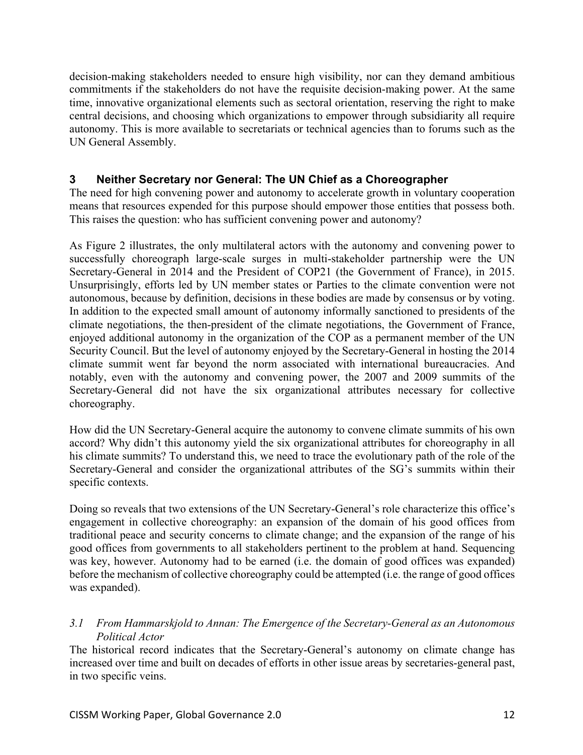decision-making stakeholders needed to ensure high visibility, nor can they demand ambitious commitments if the stakeholders do not have the requisite decision-making power. At the same time, innovative organizational elements such as sectoral orientation, reserving the right to make central decisions, and choosing which organizations to empower through subsidiarity all require autonomy. This is more available to secretariats or technical agencies than to forums such as the UN General Assembly.

## 3 Neither Secretary nor General: The UN Chief as a Choreographer

The need for high convening power and autonomy to accelerate growth in voluntary cooperation means that resources expended for this purpose should empower those entities that possess both. This raises the question: who has sufficient convening power and autonomy?

As Figure 2 illustrates, the only multilateral actors with the autonomy and convening power to successfully choreograph large-scale surges in multi-stakeholder partnership were the UN Secretary-General in 2014 and the President of COP21 (the Government of France), in 2015. Unsurprisingly, efforts led by UN member states or Parties to the climate convention were not autonomous, because by definition, decisions in these bodies are made by consensus or by voting. In addition to the expected small amount of autonomy informally sanctioned to presidents of the climate negotiations, the then-president of the climate negotiations, the Government of France, enjoyed additional autonomy in the organization of the COP as a permanent member of the UN Security Council. But the level of autonomy enjoyed by the Secretary-General in hosting the 2014 climate summit went far beyond the norm associated with international bureaucracies. And notably, even with the autonomy and convening power, the 2007 and 2009 summits of the Secretary-General did not have the six organizational attributes necessary for collective choreography.

How did the UN Secretary-General acquire the autonomy to convene climate summits of his own accord? Why didn't this autonomy yield the six organizational attributes for choreography in all his climate summits? To understand this, we need to trace the evolutionary path of the role of the Secretary-General and consider the organizational attributes of the SG's summits within their specific contexts.

Doing so reveals that two extensions of the UN Secretary-General's role characterize this office's engagement in collective choreography: an expansion of the domain of his good offices from traditional peace and security concerns to climate change; and the expansion of the range of his good offices from governments to all stakeholders pertinent to the problem at hand. Sequencing was key, however. Autonomy had to be earned (i.e. the domain of good offices was expanded) before the mechanism of collective choreography could be attempted (i.e. the range of good offices was expanded).

### *3.1 From Hammarskjold to Annan: The Emergence of the Secretary-General as an Autonomous Political Actor*

The historical record indicates that the Secretary-General's autonomy on climate change has increased over time and built on decades of efforts in other issue areas by secretaries-general past, in two specific veins.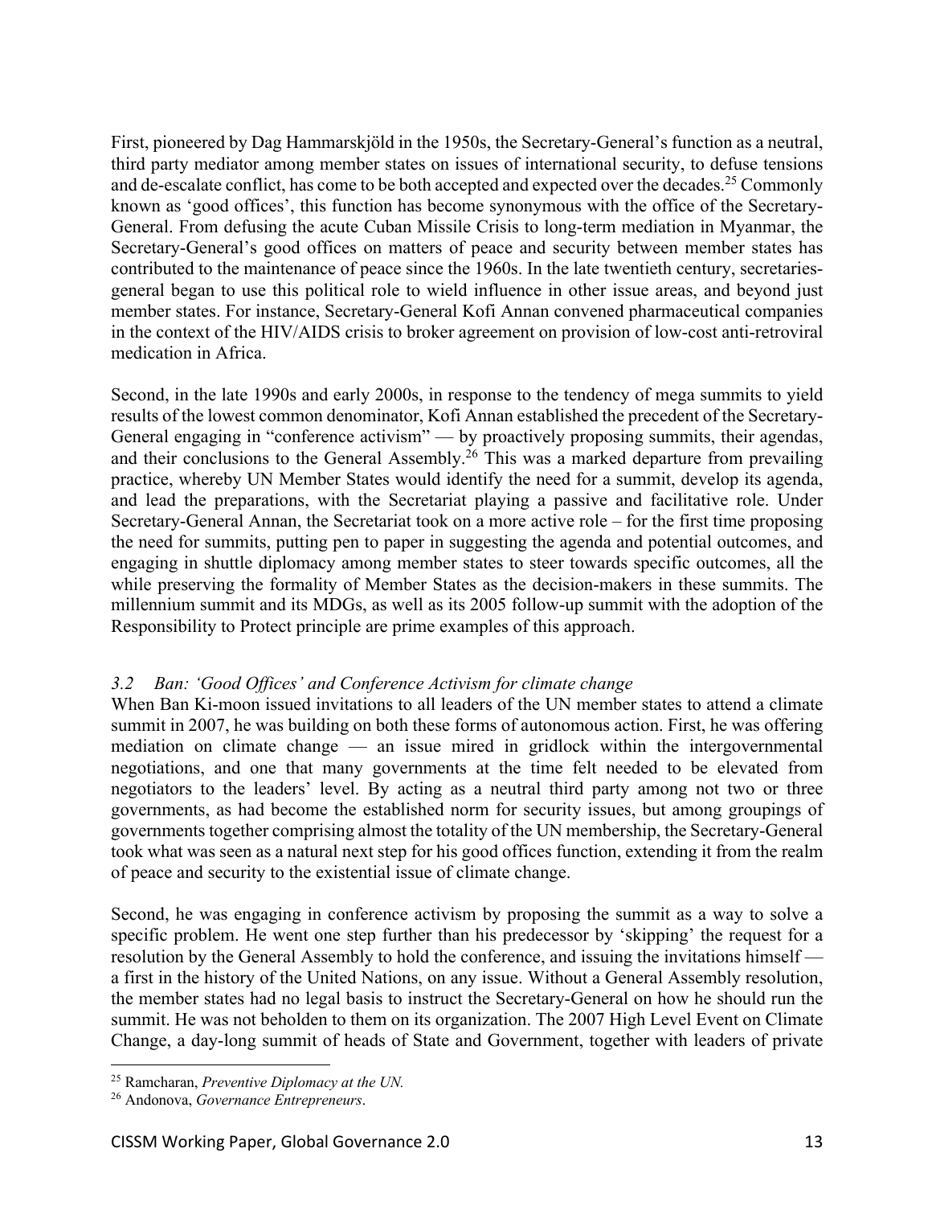First, pioneered by Dag Hammarskjöld in the 1950s, the Secretary-General's function as a neutral, third party mediator among member states on issues of international security, to defuse tensions and de-escalate conflict, has come to be both accepted and expected over the decades.[25] Commonly known as 'good offices', this function has become synonymous with the office of the Secretary-General. From defusing the acute Cuban Missile Crisis to long-term mediation in Myanmar, the Secretary-General's good offices on matters of peace and security between member states has contributed to the maintenance of peace since the 1960s. In the late twentieth century, secretaries-general began to use this political role to wield influence in other issue areas, and beyond just member states. For instance, Secretary-General Kofi Annan convened pharmaceutical companies in the context of the HIV/AIDS crisis to broker agreement on provision of low-cost anti-retroviral medication in Africa.

Second, in the late 1990s and early 2000s, in response to the tendency of mega summits to yield results of the lowest common denominator, Kofi Annan established the precedent of the Secretary-General engaging in "conference activism" — by proactively proposing summits, their agendas, and their conclusions to the General Assembly.[26] This was a marked departure from prevailing practice, whereby UN Member States would identify the need for a summit, develop its agenda, and lead the preparations, with the Secretariat playing a passive and facilitative role. Under Secretary-General Annan, the Secretariat took on a more active role – for the first time proposing the need for summits, putting pen to paper in suggesting the agenda and potential outcomes, and engaging in shuttle diplomacy among member states to steer towards specific outcomes, all the while preserving the formality of Member States as the decision-makers in these summits. The millennium summit and its MDGs, as well as its 2005 follow-up summit with the adoption of the Responsibility to Protect principle are prime examples of this approach.

### *3.2 Ban: 'Good Offices' and Conference Activism for climate change*

When Ban Ki-moon issued invitations to all leaders of the UN member states to attend a climate summit in 2007, he was building on both these forms of autonomous action. First, he was offering mediation on climate change — an issue mired in gridlock within the intergovernmental negotiations, and one that many governments at the time felt needed to be elevated from negotiators to the leaders' level. By acting as a neutral third party among not two or three governments, as had become the established norm for security issues, but among groupings of governments together comprising almost the totality of the UN membership, the Secretary-General took what was seen as a natural next step for his good offices function, extending it from the realm of peace and security to the existential issue of climate change.

Second, he was engaging in conference activism by proposing the summit as a way to solve a specific problem. He went one step further than his predecessor by 'skipping' the request for a resolution by the General Assembly to hold the conference, and issuing the invitations himself — a first in the history of the United Nations, on any issue. Without a General Assembly resolution, the member states had no legal basis to instruct the Secretary-General on how he should run the summit. He was not beholden to them on its organization. The 2007 High Level Event on Climate Change, a day-long summit of heads of State and Government, together with leaders of private

---

[25] Ramcharan, *Preventive Diplomacy at the UN.*

[26] Andonova, *Governance Entrepreneurs*.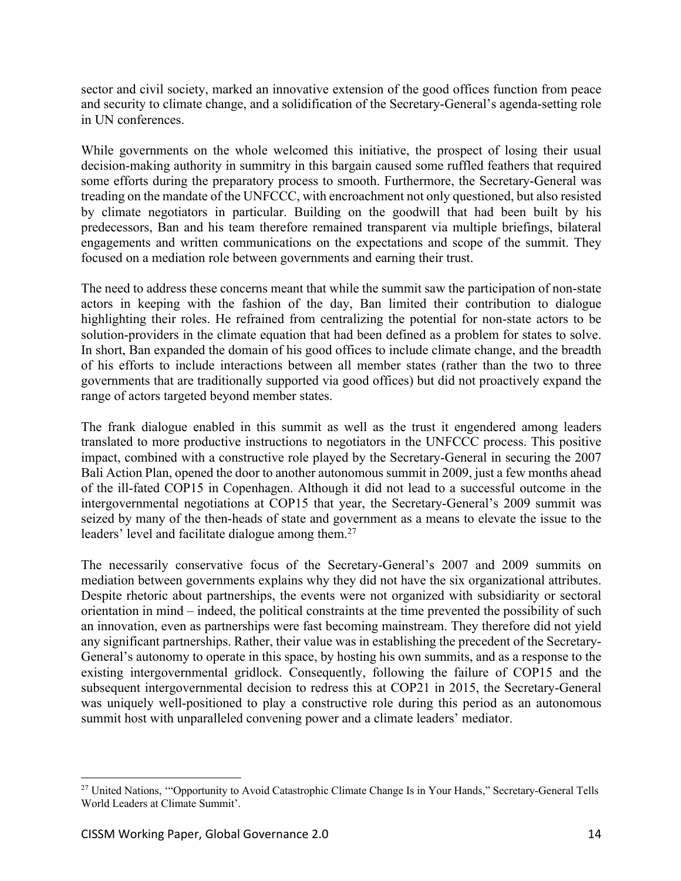sector and civil society, marked an innovative extension of the good offices function from peace and security to climate change, and a solidification of the Secretary-General's agenda-setting role in UN conferences.

While governments on the whole welcomed this initiative, the prospect of losing their usual decision-making authority in summitry in this bargain caused some ruffled feathers that required some efforts during the preparatory process to smooth. Furthermore, the Secretary-General was treading on the mandate of the UNFCCC, with encroachment not only questioned, but also resisted by climate negotiators in particular. Building on the goodwill that had been built by his predecessors, Ban and his team therefore remained transparent via multiple briefings, bilateral engagements and written communications on the expectations and scope of the summit. They focused on a mediation role between governments and earning their trust.

The need to address these concerns meant that while the summit saw the participation of non-state actors in keeping with the fashion of the day, Ban limited their contribution to dialogue highlighting their roles. He refrained from centralizing the potential for non-state actors to be solution-providers in the climate equation that had been defined as a problem for states to solve. In short, Ban expanded the domain of his good offices to include climate change, and the breadth of his efforts to include interactions between all member states (rather than the two to three governments that are traditionally supported via good offices) but did not proactively expand the range of actors targeted beyond member states.

The frank dialogue enabled in this summit as well as the trust it engendered among leaders translated to more productive instructions to negotiators in the UNFCCC process. This positive impact, combined with a constructive role played by the Secretary-General in securing the 2007 Bali Action Plan, opened the door to another autonomous summit in 2009, just a few months ahead of the ill-fated COP15 in Copenhagen. Although it did not lead to a successful outcome in the intergovernmental negotiations at COP15 that year, the Secretary-General's 2009 summit was seized by many of the then-heads of state and government as a means to elevate the issue to the leaders' level and facilitate dialogue among them.[27]

The necessarily conservative focus of the Secretary-General's 2007 and 2009 summits on mediation between governments explains why they did not have the six organizational attributes. Despite rhetoric about partnerships, the events were not organized with subsidiarity or sectoral orientation in mind – indeed, the political constraints at the time prevented the possibility of such an innovation, even as partnerships were fast becoming mainstream. They therefore did not yield any significant partnerships. Rather, their value was in establishing the precedent of the Secretary-General's autonomy to operate in this space, by hosting his own summits, and as a response to the existing intergovernmental gridlock. Consequently, following the failure of COP15 and the subsequent intergovernmental decision to redress this at COP21 in 2015, the Secretary-General was uniquely well-positioned to play a constructive role during this period as an autonomous summit host with unparalleled convening power and a climate leaders' mediator.

---

[27] United Nations, '"Opportunity to Avoid Catastrophic Climate Change Is in Your Hands," Secretary-General Tells World Leaders at Climate Summit'.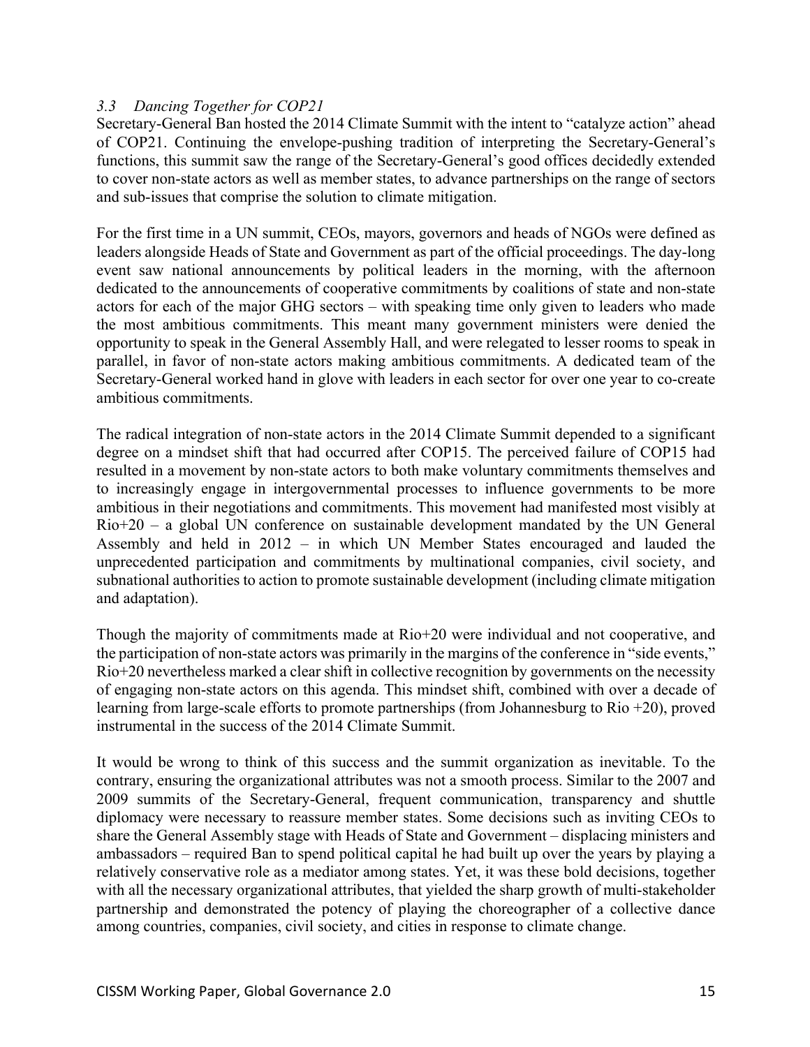### *3.3 Dancing Together for COP21*

Secretary-General Ban hosted the 2014 Climate Summit with the intent to "catalyze action" ahead of COP21. Continuing the envelope-pushing tradition of interpreting the Secretary-General's functions, this summit saw the range of the Secretary-General's good offices decidedly extended to cover non-state actors as well as member states, to advance partnerships on the range of sectors and sub-issues that comprise the solution to climate mitigation.

For the first time in a UN summit, CEOs, mayors, governors and heads of NGOs were defined as leaders alongside Heads of State and Government as part of the official proceedings. The day-long event saw national announcements by political leaders in the morning, with the afternoon dedicated to the announcements of cooperative commitments by coalitions of state and non-state actors for each of the major GHG sectors – with speaking time only given to leaders who made the most ambitious commitments. This meant many government ministers were denied the opportunity to speak in the General Assembly Hall, and were relegated to lesser rooms to speak in parallel, in favor of non-state actors making ambitious commitments. A dedicated team of the Secretary-General worked hand in glove with leaders in each sector for over one year to co-create ambitious commitments.

The radical integration of non-state actors in the 2014 Climate Summit depended to a significant degree on a mindset shift that had occurred after COP15. The perceived failure of COP15 had resulted in a movement by non-state actors to both make voluntary commitments themselves and to increasingly engage in intergovernmental processes to influence governments to be more ambitious in their negotiations and commitments. This movement had manifested most visibly at Rio+20 – a global UN conference on sustainable development mandated by the UN General Assembly and held in 2012 – in which UN Member States encouraged and lauded the unprecedented participation and commitments by multinational companies, civil society, and subnational authorities to action to promote sustainable development (including climate mitigation and adaptation).

Though the majority of commitments made at Rio+20 were individual and not cooperative, and the participation of non-state actors was primarily in the margins of the conference in "side events," Rio+20 nevertheless marked a clear shift in collective recognition by governments on the necessity of engaging non-state actors on this agenda. This mindset shift, combined with over a decade of learning from large-scale efforts to promote partnerships (from Johannesburg to Rio +20), proved instrumental in the success of the 2014 Climate Summit.

It would be wrong to think of this success and the summit organization as inevitable. To the contrary, ensuring the organizational attributes was not a smooth process. Similar to the 2007 and 2009 summits of the Secretary-General, frequent communication, transparency and shuttle diplomacy were necessary to reassure member states. Some decisions such as inviting CEOs to share the General Assembly stage with Heads of State and Government – displacing ministers and ambassadors – required Ban to spend political capital he had built up over the years by playing a relatively conservative role as a mediator among states. Yet, it was these bold decisions, together with all the necessary organizational attributes, that yielded the sharp growth of multi-stakeholder partnership and demonstrated the potency of playing the choreographer of a collective dance among countries, companies, civil society, and cities in response to climate change.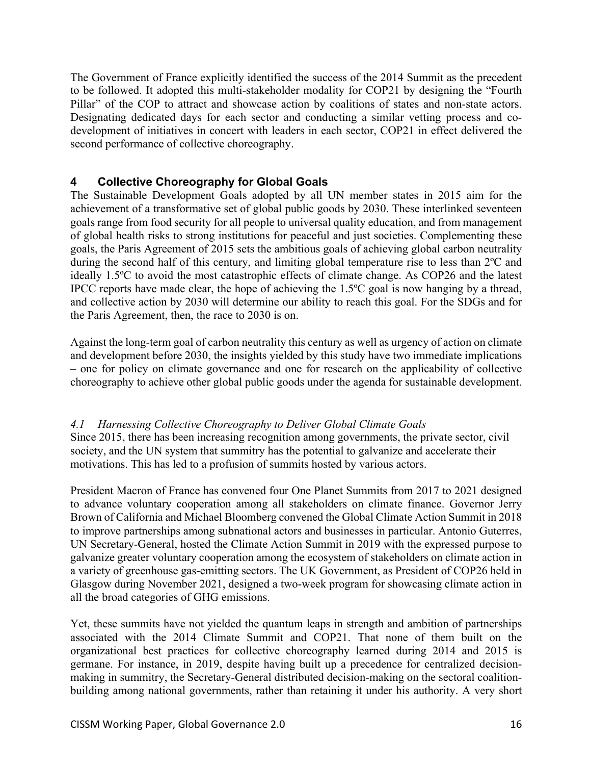The Government of France explicitly identified the success of the 2014 Summit as the precedent to be followed. It adopted this multi-stakeholder modality for COP21 by designing the "Fourth Pillar" of the COP to attract and showcase action by coalitions of states and non-state actors. Designating dedicated days for each sector and conducting a similar vetting process and co-development of initiatives in concert with leaders in each sector, COP21 in effect delivered the second performance of collective choreography.

## 4 Collective Choreography for Global Goals

The Sustainable Development Goals adopted by all UN member states in 2015 aim for the achievement of a transformative set of global public goods by 2030. These interlinked seventeen goals range from food security for all people to universal quality education, and from management of global health risks to strong institutions for peaceful and just societies. Complementing these goals, the Paris Agreement of 2015 sets the ambitious goals of achieving global carbon neutrality during the second half of this century, and limiting global temperature rise to less than 2ºC and ideally 1.5ºC to avoid the most catastrophic effects of climate change. As COP26 and the latest IPCC reports have made clear, the hope of achieving the 1.5ºC goal is now hanging by a thread, and collective action by 2030 will determine our ability to reach this goal. For the SDGs and for the Paris Agreement, then, the race to 2030 is on.

Against the long-term goal of carbon neutrality this century as well as urgency of action on climate and development before 2030, the insights yielded by this study have two immediate implications – one for policy on climate governance and one for research on the applicability of collective choreography to achieve other global public goods under the agenda for sustainable development.

### *4.1 Harnessing Collective Choreography to Deliver Global Climate Goals*

Since 2015, there has been increasing recognition among governments, the private sector, civil society, and the UN system that summitry has the potential to galvanize and accelerate their motivations. This has led to a profusion of summits hosted by various actors.

President Macron of France has convened four One Planet Summits from 2017 to 2021 designed to advance voluntary cooperation among all stakeholders on climate finance. Governor Jerry Brown of California and Michael Bloomberg convened the Global Climate Action Summit in 2018 to improve partnerships among subnational actors and businesses in particular. Antonio Guterres, UN Secretary-General, hosted the Climate Action Summit in 2019 with the expressed purpose to galvanize greater voluntary cooperation among the ecosystem of stakeholders on climate action in a variety of greenhouse gas-emitting sectors. The UK Government, as President of COP26 held in Glasgow during November 2021, designed a two-week program for showcasing climate action in all the broad categories of GHG emissions.

Yet, these summits have not yielded the quantum leaps in strength and ambition of partnerships associated with the 2014 Climate Summit and COP21. That none of them built on the organizational best practices for collective choreography learned during 2014 and 2015 is germane. For instance, in 2019, despite having built up a precedence for centralized decision-making in summitry, the Secretary-General distributed decision-making on the sectoral coalition-building among national governments, rather than retaining it under his authority. A very short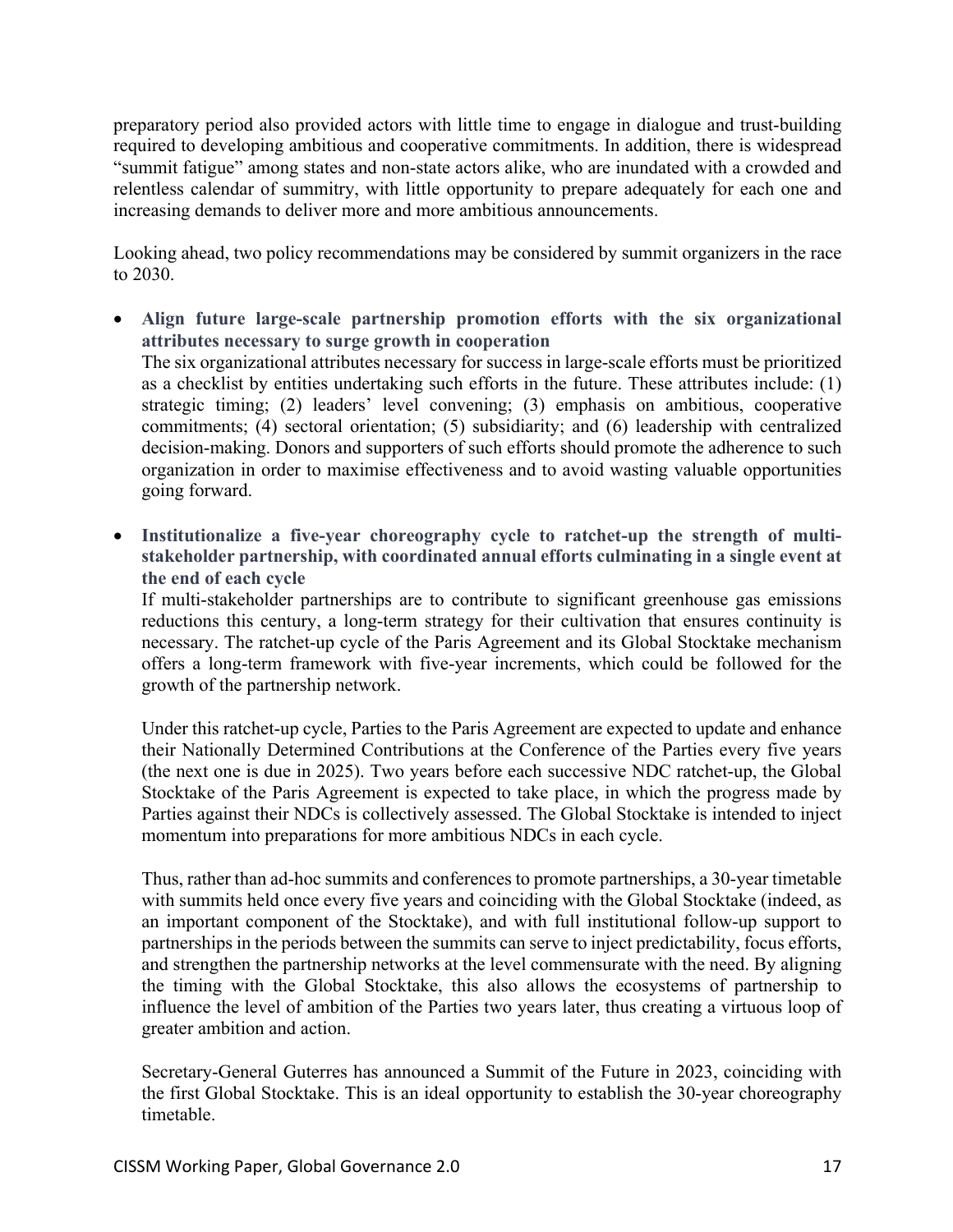preparatory period also provided actors with little time to engage in dialogue and trust-building required to developing ambitious and cooperative commitments. In addition, there is widespread "summit fatigue" among states and non-state actors alike, who are inundated with a crowded and relentless calendar of summitry, with little opportunity to prepare adequately for each one and increasing demands to deliver more and more ambitious announcements.

Looking ahead, two policy recommendations may be considered by summit organizers in the race to 2030.

- **Align future large-scale partnership promotion efforts with the six organizational attributes necessary to surge growth in cooperation**
  The six organizational attributes necessary for success in large-scale efforts must be prioritized as a checklist by entities undertaking such efforts in the future. These attributes include: (1) strategic timing; (2) leaders' level convening; (3) emphasis on ambitious, cooperative commitments; (4) sectoral orientation; (5) subsidiarity; and (6) leadership with centralized decision-making. Donors and supporters of such efforts should promote the adherence to such organization in order to maximise effectiveness and to avoid wasting valuable opportunities going forward.

- **Institutionalize a five-year choreography cycle to ratchet-up the strength of multi-stakeholder partnership, with coordinated annual efforts culminating in a single event at the end of each cycle**
  If multi-stakeholder partnerships are to contribute to significant greenhouse gas emissions reductions this century, a long-term strategy for their cultivation that ensures continuity is necessary. The ratchet-up cycle of the Paris Agreement and its Global Stocktake mechanism offers a long-term framework with five-year increments, which could be followed for the growth of the partnership network.

  Under this ratchet-up cycle, Parties to the Paris Agreement are expected to update and enhance their Nationally Determined Contributions at the Conference of the Parties every five years (the next one is due in 2025). Two years before each successive NDC ratchet-up, the Global Stocktake of the Paris Agreement is expected to take place, in which the progress made by Parties against their NDCs is collectively assessed. The Global Stocktake is intended to inject momentum into preparations for more ambitious NDCs in each cycle.

  Thus, rather than ad-hoc summits and conferences to promote partnerships, a 30-year timetable with summits held once every five years and coinciding with the Global Stocktake (indeed, as an important component of the Stocktake), and with full institutional follow-up support to partnerships in the periods between the summits can serve to inject predictability, focus efforts, and strengthen the partnership networks at the level commensurate with the need. By aligning the timing with the Global Stocktake, this also allows the ecosystems of partnership to influence the level of ambition of the Parties two years later, thus creating a virtuous loop of greater ambition and action.

  Secretary-General Guterres has announced a Summit of the Future in 2023, coinciding with the first Global Stocktake. This is an ideal opportunity to establish the 30-year choreography timetable.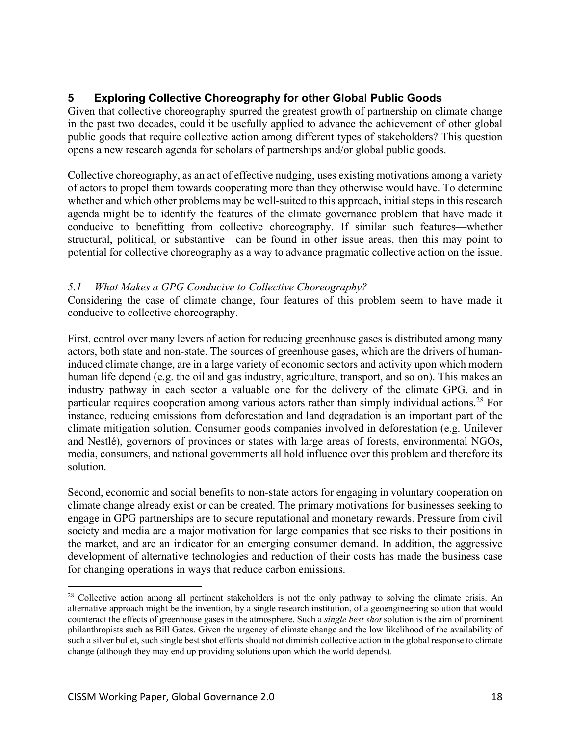## 5 Exploring Collective Choreography for other Global Public Goods

Given that collective choreography spurred the greatest growth of partnership on climate change in the past two decades, could it be usefully applied to advance the achievement of other global public goods that require collective action among different types of stakeholders? This question opens a new research agenda for scholars of partnerships and/or global public goods.

Collective choreography, as an act of effective nudging, uses existing motivations among a variety of actors to propel them towards cooperating more than they otherwise would have. To determine whether and which other problems may be well-suited to this approach, initial steps in this research agenda might be to identify the features of the climate governance problem that have made it conducive to benefitting from collective choreography. If similar such features—whether structural, political, or substantive—can be found in other issue areas, then this may point to potential for collective choreography as a way to advance pragmatic collective action on the issue.

### *5.1 What Makes a GPG Conducive to Collective Choreography?*

Considering the case of climate change, four features of this problem seem to have made it conducive to collective choreography.

First, control over many levers of action for reducing greenhouse gases is distributed among many actors, both state and non-state. The sources of greenhouse gases, which are the drivers of human-induced climate change, are in a large variety of economic sectors and activity upon which modern human life depend (e.g. the oil and gas industry, agriculture, transport, and so on). This makes an industry pathway in each sector a valuable one for the delivery of the climate GPG, and in particular requires cooperation among various actors rather than simply individual actions.[28] For instance, reducing emissions from deforestation and land degradation is an important part of the climate mitigation solution. Consumer goods companies involved in deforestation (e.g. Unilever and Nestlé), governors of provinces or states with large areas of forests, environmental NGOs, media, consumers, and national governments all hold influence over this problem and therefore its solution.

Second, economic and social benefits to non-state actors for engaging in voluntary cooperation on climate change already exist or can be created. The primary motivations for businesses seeking to engage in GPG partnerships are to secure reputational and monetary rewards. Pressure from civil society and media are a major motivation for large companies that see risks to their positions in the market, and are an indicator for an emerging consumer demand. In addition, the aggressive development of alternative technologies and reduction of their costs has made the business case for changing operations in ways that reduce carbon emissions.

---

[28] Collective action among all pertinent stakeholders is not the only pathway to solving the climate crisis. An alternative approach might be the invention, by a single research institution, of a geoengineering solution that would counteract the effects of greenhouse gases in the atmosphere. Such a *single best shot* solution is the aim of prominent philanthropists such as Bill Gates. Given the urgency of climate change and the low likelihood of the availability of such a silver bullet, such single best shot efforts should not diminish collective action in the global response to climate change (although they may end up providing solutions upon which the world depends).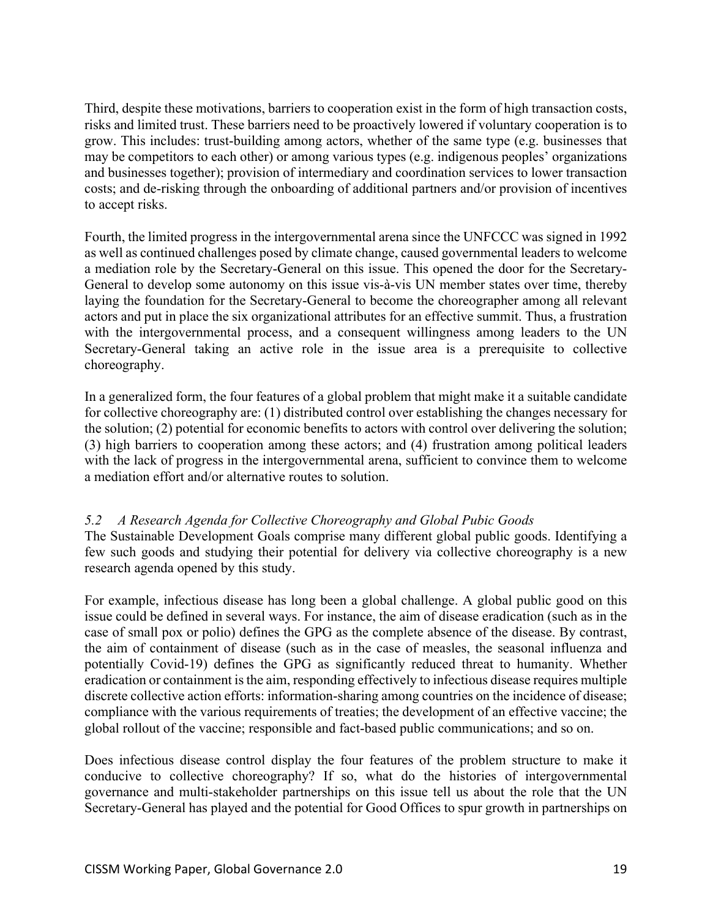Third, despite these motivations, barriers to cooperation exist in the form of high transaction costs, risks and limited trust. These barriers need to be proactively lowered if voluntary cooperation is to grow. This includes: trust-building among actors, whether of the same type (e.g. businesses that may be competitors to each other) or among various types (e.g. indigenous peoples' organizations and businesses together); provision of intermediary and coordination services to lower transaction costs; and de-risking through the onboarding of additional partners and/or provision of incentives to accept risks.

Fourth, the limited progress in the intergovernmental arena since the UNFCCC was signed in 1992 as well as continued challenges posed by climate change, caused governmental leaders to welcome a mediation role by the Secretary-General on this issue. This opened the door for the Secretary-General to develop some autonomy on this issue vis-à-vis UN member states over time, thereby laying the foundation for the Secretary-General to become the choreographer among all relevant actors and put in place the six organizational attributes for an effective summit. Thus, a frustration with the intergovernmental process, and a consequent willingness among leaders to the UN Secretary-General taking an active role in the issue area is a prerequisite to collective choreography.

In a generalized form, the four features of a global problem that might make it a suitable candidate for collective choreography are: (1) distributed control over establishing the changes necessary for the solution; (2) potential for economic benefits to actors with control over delivering the solution; (3) high barriers to cooperation among these actors; and (4) frustration among political leaders with the lack of progress in the intergovernmental arena, sufficient to convince them to welcome a mediation effort and/or alternative routes to solution.

### *5.2 A Research Agenda for Collective Choreography and Global Pubic Goods*

The Sustainable Development Goals comprise many different global public goods. Identifying a few such goods and studying their potential for delivery via collective choreography is a new research agenda opened by this study.

For example, infectious disease has long been a global challenge. A global public good on this issue could be defined in several ways. For instance, the aim of disease eradication (such as in the case of small pox or polio) defines the GPG as the complete absence of the disease. By contrast, the aim of containment of disease (such as in the case of measles, the seasonal influenza and potentially Covid-19) defines the GPG as significantly reduced threat to humanity. Whether eradication or containment is the aim, responding effectively to infectious disease requires multiple discrete collective action efforts: information-sharing among countries on the incidence of disease; compliance with the various requirements of treaties; the development of an effective vaccine; the global rollout of the vaccine; responsible and fact-based public communications; and so on.

Does infectious disease control display the four features of the problem structure to make it conducive to collective choreography? If so, what do the histories of intergovernmental governance and multi-stakeholder partnerships on this issue tell us about the role that the UN Secretary-General has played and the potential for Good Offices to spur growth in partnerships on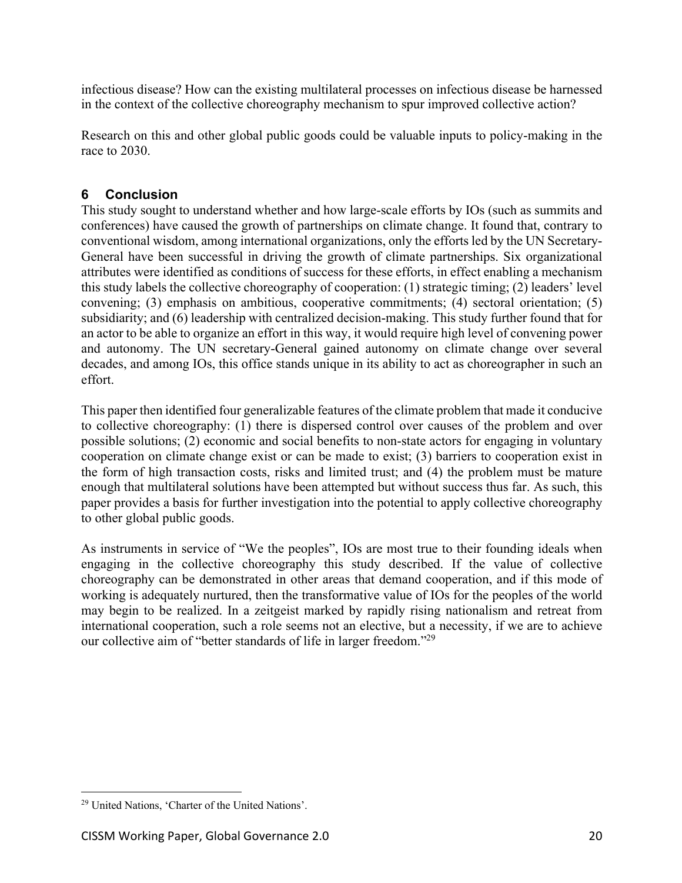infectious disease? How can the existing multilateral processes on infectious disease be harnessed in the context of the collective choreography mechanism to spur improved collective action?

Research on this and other global public goods could be valuable inputs to policy-making in the race to 2030.

## 6 Conclusion

This study sought to understand whether and how large-scale efforts by IOs (such as summits and conferences) have caused the growth of partnerships on climate change. It found that, contrary to conventional wisdom, among international organizations, only the efforts led by the UN Secretary-General have been successful in driving the growth of climate partnerships. Six organizational attributes were identified as conditions of success for these efforts, in effect enabling a mechanism this study labels the collective choreography of cooperation: (1) strategic timing; (2) leaders' level convening; (3) emphasis on ambitious, cooperative commitments; (4) sectoral orientation; (5) subsidiarity; and (6) leadership with centralized decision-making. This study further found that for an actor to be able to organize an effort in this way, it would require high level of convening power and autonomy. The UN secretary-General gained autonomy on climate change over several decades, and among IOs, this office stands unique in its ability to act as choreographer in such an effort.

This paper then identified four generalizable features of the climate problem that made it conducive to collective choreography: (1) there is dispersed control over causes of the problem and over possible solutions; (2) economic and social benefits to non-state actors for engaging in voluntary cooperation on climate change exist or can be made to exist; (3) barriers to cooperation exist in the form of high transaction costs, risks and limited trust; and (4) the problem must be mature enough that multilateral solutions have been attempted but without success thus far. As such, this paper provides a basis for further investigation into the potential to apply collective choreography to other global public goods.

As instruments in service of "We the peoples", IOs are most true to their founding ideals when engaging in the collective choreography this study described. If the value of collective choreography can be demonstrated in other areas that demand cooperation, and if this mode of working is adequately nurtured, then the transformative value of IOs for the peoples of the world may begin to be realized. In a zeitgeist marked by rapidly rising nationalism and retreat from international cooperation, such a role seems not an elective, but a necessity, if we are to achieve our collective aim of "better standards of life in larger freedom."[29]

---

[29] United Nations, 'Charter of the United Nations'.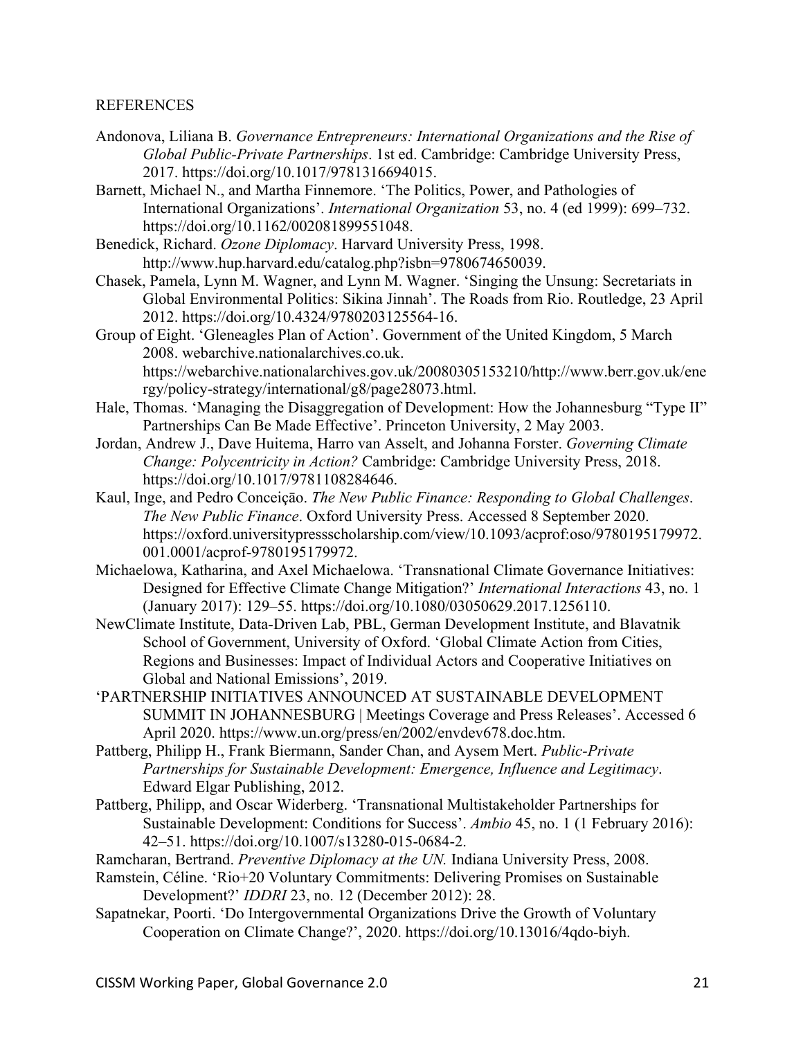REFERENCES

Andonova, Liliana B. *Governance Entrepreneurs: International Organizations and the Rise of Global Public-Private Partnerships*. 1st ed. Cambridge: Cambridge University Press, 2017. https://doi.org/10.1017/9781316694015.

Barnett, Michael N., and Martha Finnemore. 'The Politics, Power, and Pathologies of International Organizations'. *International Organization* 53, no. 4 (ed 1999): 699–732. https://doi.org/10.1162/002081899551048.

Benedick, Richard. *Ozone Diplomacy*. Harvard University Press, 1998. http://www.hup.harvard.edu/catalog.php?isbn=9780674650039.

Chasek, Pamela, Lynn M. Wagner, and Lynn M. Wagner. 'Singing the Unsung: Secretariats in Global Environmental Politics: Sikina Jinnah'. The Roads from Rio. Routledge, 23 April 2012. https://doi.org/10.4324/9780203125564-16.

Group of Eight. 'Gleneagles Plan of Action'. Government of the United Kingdom, 5 March 2008. webarchive.nationalarchives.co.uk. https://webarchive.nationalarchives.gov.uk/20080305153210/http://www.berr.gov.uk/energy/policy-strategy/international/g8/page28073.html.

Hale, Thomas. 'Managing the Disaggregation of Development: How the Johannesburg "Type II" Partnerships Can Be Made Effective'. Princeton University, 2 May 2003.

Jordan, Andrew J., Dave Huitema, Harro van Asselt, and Johanna Forster. *Governing Climate Change: Polycentricity in Action?* Cambridge: Cambridge University Press, 2018. https://doi.org/10.1017/9781108284646.

Kaul, Inge, and Pedro Conceição. *The New Public Finance: Responding to Global Challenges*. *The New Public Finance*. Oxford University Press. Accessed 8 September 2020. https://oxford.universitypressscholarship.com/view/10.1093/acprof:oso/9780195179972.001.0001/acprof-9780195179972.

Michaelowa, Katharina, and Axel Michaelowa. 'Transnational Climate Governance Initiatives: Designed for Effective Climate Change Mitigation?' *International Interactions* 43, no. 1 (January 2017): 129–55. https://doi.org/10.1080/03050629.2017.1256110.

NewClimate Institute, Data-Driven Lab, PBL, German Development Institute, and Blavatnik School of Government, University of Oxford. 'Global Climate Action from Cities, Regions and Businesses: Impact of Individual Actors and Cooperative Initiatives on Global and National Emissions', 2019.

'PARTNERSHIP INITIATIVES ANNOUNCED AT SUSTAINABLE DEVELOPMENT SUMMIT IN JOHANNESBURG | Meetings Coverage and Press Releases'. Accessed 6 April 2020. https://www.un.org/press/en/2002/envdev678.doc.htm.

Pattberg, Philipp H., Frank Biermann, Sander Chan, and Aysem Mert. *Public-Private Partnerships for Sustainable Development: Emergence, Influence and Legitimacy*. Edward Elgar Publishing, 2012.

Pattberg, Philipp, and Oscar Widerberg. 'Transnational Multistakeholder Partnerships for Sustainable Development: Conditions for Success'. *Ambio* 45, no. 1 (1 February 2016): 42–51. https://doi.org/10.1007/s13280-015-0684-2.

Ramcharan, Bertrand. *Preventive Diplomacy at the UN.* Indiana University Press, 2008.

Ramstein, Céline. 'Rio+20 Voluntary Commitments: Delivering Promises on Sustainable Development?' *IDDRI* 23, no. 12 (December 2012): 28.

Sapatnekar, Poorti. 'Do Intergovernmental Organizations Drive the Growth of Voluntary Cooperation on Climate Change?', 2020. https://doi.org/10.13016/4qdo-biyh.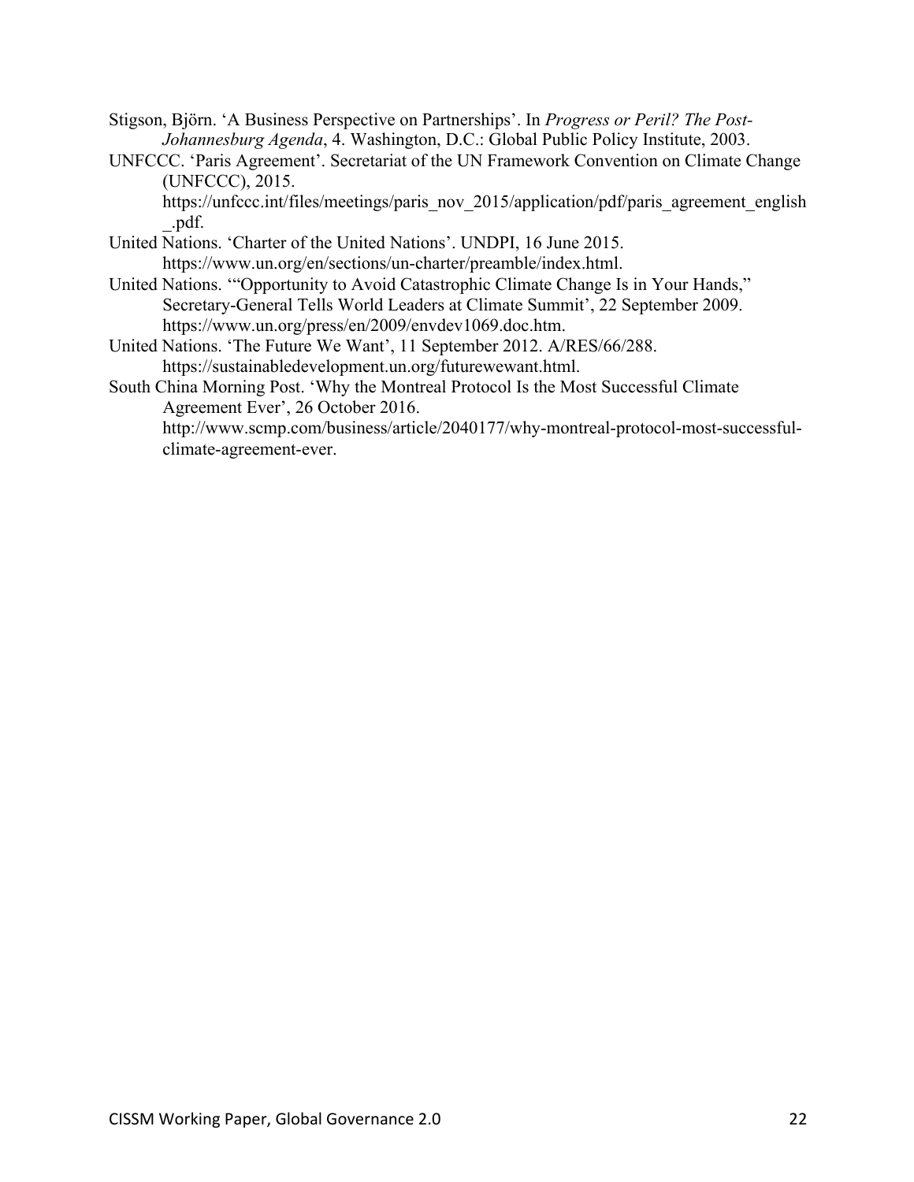Stigson, Björn. 'A Business Perspective on Partnerships'. In *Progress or Peril? The Post-Johannesburg Agenda*, 4. Washington, D.C.: Global Public Policy Institute, 2003.

UNFCCC. 'Paris Agreement'. Secretariat of the UN Framework Convention on Climate Change (UNFCCC), 2015. https://unfccc.int/files/meetings/paris_nov_2015/application/pdf/paris_agreement_english_.pdf.

United Nations. 'Charter of the United Nations'. UNDPI, 16 June 2015. https://www.un.org/en/sections/un-charter/preamble/index.html.

United Nations. '"Opportunity to Avoid Catastrophic Climate Change Is in Your Hands," Secretary-General Tells World Leaders at Climate Summit', 22 September 2009. https://www.un.org/press/en/2009/envdev1069.doc.htm.

United Nations. 'The Future We Want', 11 September 2012. A/RES/66/288. https://sustainabledevelopment.un.org/futurewewant.html.

South China Morning Post. 'Why the Montreal Protocol Is the Most Successful Climate Agreement Ever', 26 October 2016. http://www.scmp.com/business/article/2040177/why-montreal-protocol-most-successful-climate-agreement-ever.